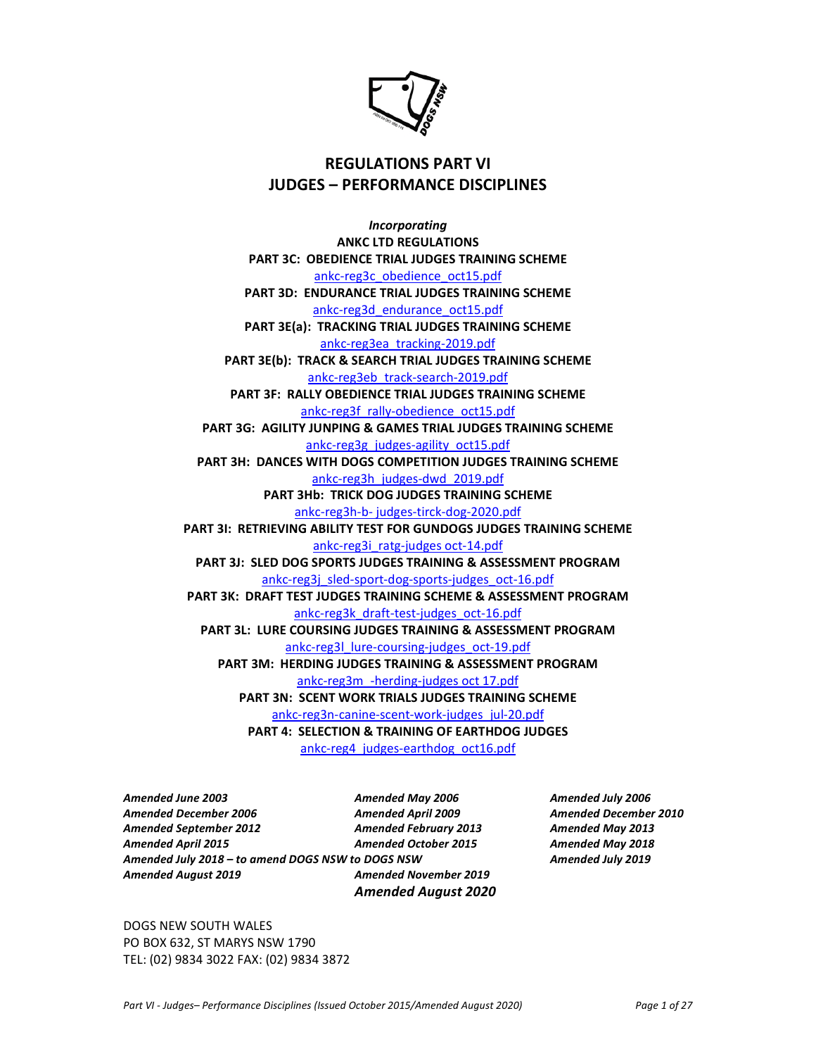# REGULATIONS PART VI
# JUDGES – PERFORMANCE DISCIPLINES

***Incorporating***

**ANKC LTD REGULATIONS**

**PART 3C: OBEDIENCE TRIAL JUDGES TRAINING SCHEME**

ankc-reg3c_obedience_oct15.pdf

**PART 3D: ENDURANCE TRIAL JUDGES TRAINING SCHEME**

ankc-reg3d_endurance_oct15.pdf

**PART 3E(a): TRACKING TRIAL JUDGES TRAINING SCHEME**

ankc-reg3ea_tracking-2019.pdf

**PART 3E(b): TRACK & SEARCH TRIAL JUDGES TRAINING SCHEME**

ankc-reg3eb_track-search-2019.pdf

**PART 3F: RALLY OBEDIENCE TRIAL JUDGES TRAINING SCHEME**

ankc-reg3f_rally-obedience_oct15.pdf

**PART 3G: AGILITY JUNPING & GAMES TRIAL JUDGES TRAINING SCHEME**

ankc-reg3g_judges-agility_oct15.pdf

**PART 3H: DANCES WITH DOGS COMPETITION JUDGES TRAINING SCHEME**

ankc-reg3h_judges-dwd_2019.pdf

**PART 3Hb: TRICK DOG JUDGES TRAINING SCHEME**

ankc-reg3h-b- judges-tirck-dog-2020.pdf

**PART 3I: RETRIEVING ABILITY TEST FOR GUNDOGS JUDGES TRAINING SCHEME**

ankc-reg3i_ratg-judges oct-14.pdf

**PART 3J: SLED DOG SPORTS JUDGES TRAINING & ASSESSMENT PROGRAM**

ankc-reg3j_sled-sport-dog-sports-judges_oct-16.pdf

**PART 3K: DRAFT TEST JUDGES TRAINING SCHEME & ASSESSMENT PROGRAM**

ankc-reg3k_draft-test-judges_oct-16.pdf

**PART 3L: LURE COURSING JUDGES TRAINING & ASSESSMENT PROGRAM**

ankc-reg3l_lure-coursing-judges_oct-19.pdf

**PART 3M: HERDING JUDGES TRAINING & ASSESSMENT PROGRAM**

ankc-reg3m_-herding-judges oct 17.pdf

**PART 3N: SCENT WORK TRIALS JUDGES TRAINING SCHEME**

ankc-reg3n-canine-scent-work-judges_jul-20.pdf

**PART 4: SELECTION & TRAINING OF EARTHDOG JUDGES**

ankc-reg4_judges-earthdog_oct16.pdf

***Amended June 2003***
***Amended May 2006***
***Amended July 2006***
***Amended December 2006***
***Amended April 2009***
***Amended December 2010***
***Amended September 2012***
***Amended February 2013***
***Amended May 2013***
***Amended April 2015***
***Amended October 2015***
***Amended May 2018***
***Amended July 2018 – to amend DOGS NSW to DOGS NSW***
***Amended July 2019***
***Amended August 2019***
***Amended November 2019***
***Amended August 2020***

DOGS NEW SOUTH WALES
PO BOX 632, ST MARYS NSW 1790
TEL: (02) 9834 3022 FAX: (02) 9834 3872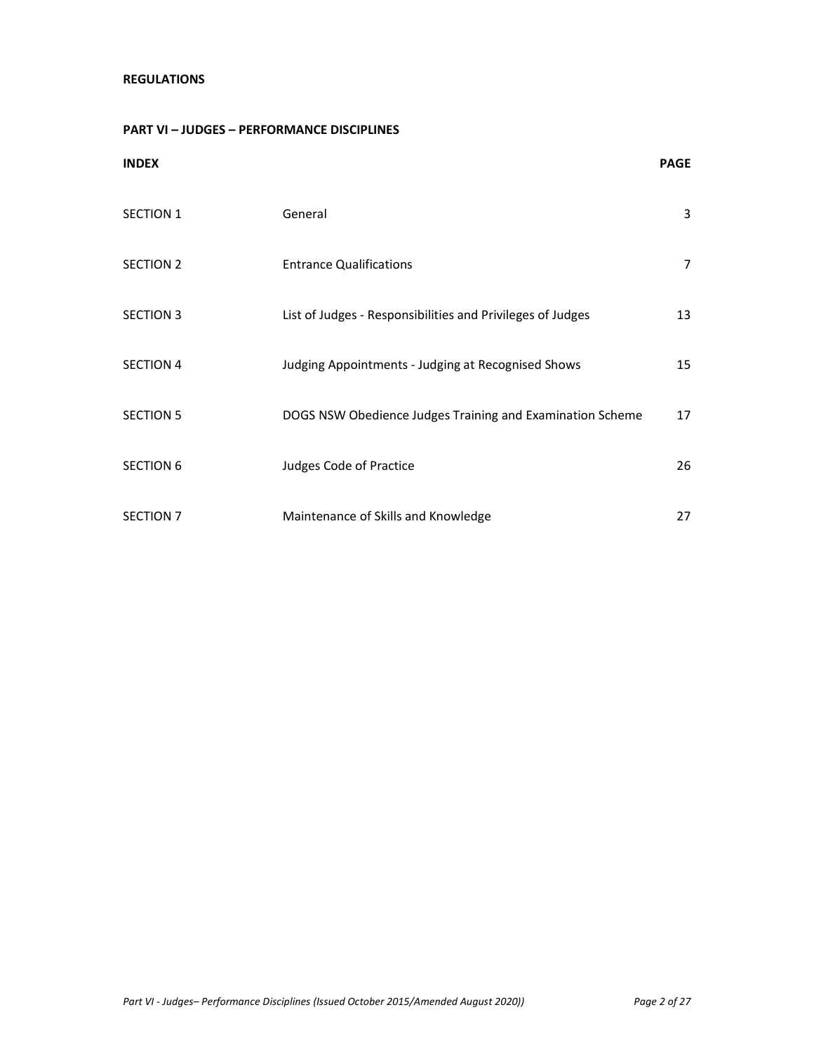**REGULATIONS**

**PART VI – JUDGES – PERFORMANCE DISCIPLINES**

| **INDEX** | | **PAGE** |
|---|---|---|
| SECTION 1 | General | 3 |
| SECTION 2 | Entrance Qualifications | 7 |
| SECTION 3 | List of Judges - Responsibilities and Privileges of Judges | 13 |
| SECTION 4 | Judging Appointments - Judging at Recognised Shows | 15 |
| SECTION 5 | DOGS NSW Obedience Judges Training and Examination Scheme | 17 |
| SECTION 6 | Judges Code of Practice | 26 |
| SECTION 7 | Maintenance of Skills and Knowledge | 27 |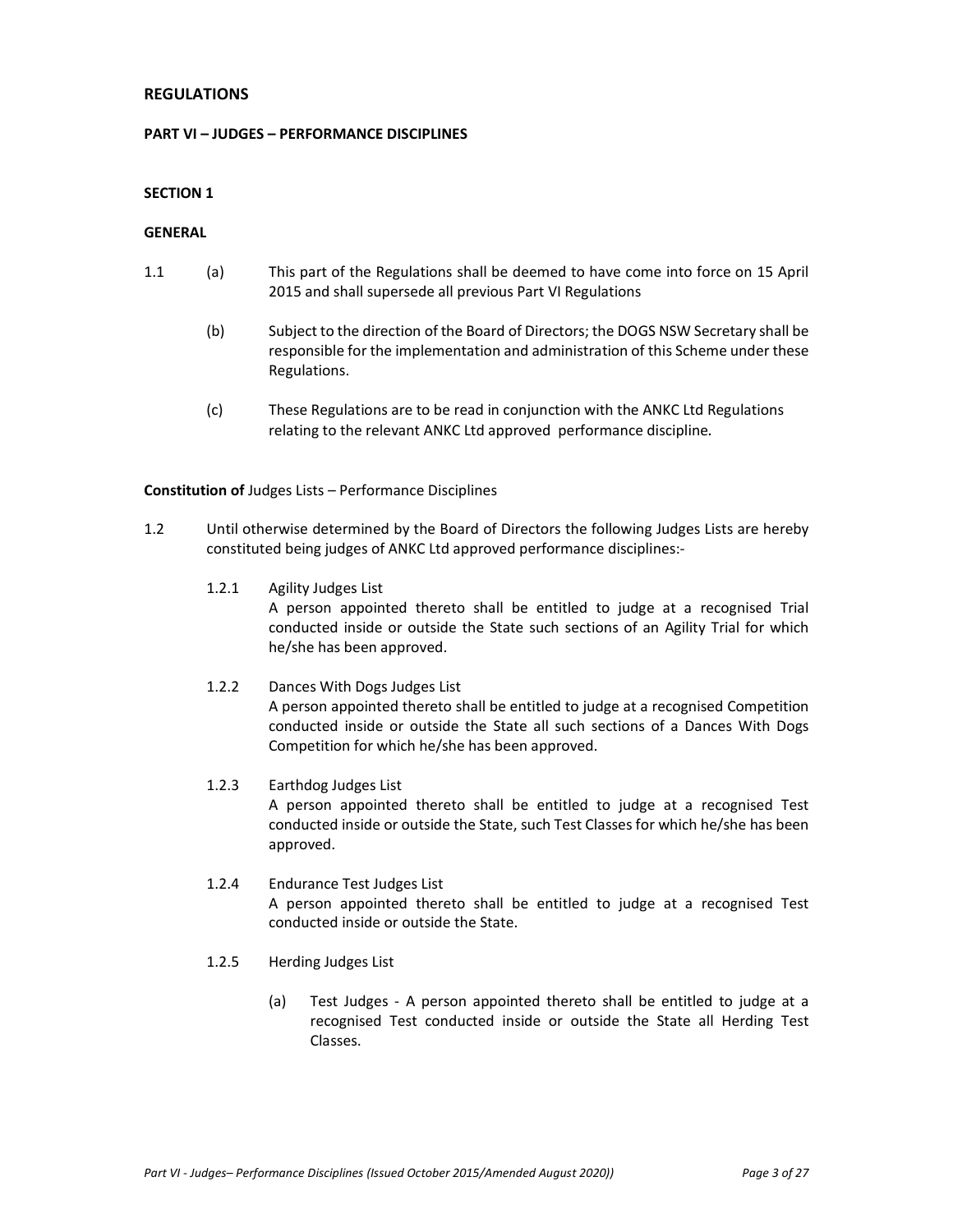## REGULATIONS

### PART VI – JUDGES – PERFORMANCE DISCIPLINES

#### SECTION 1

#### GENERAL

1.1 (a) This part of the Regulations shall be deemed to have come into force on 15 April 2015 and shall supersede all previous Part VI Regulations

(b) Subject to the direction of the Board of Directors; the DOGS NSW Secretary shall be responsible for the implementation and administration of this Scheme under these Regulations.

(c) These Regulations are to be read in conjunction with the ANKC Ltd Regulations relating to the relevant ANKC Ltd approved performance discipline.

**Constitution of** Judges Lists – Performance Disciplines

1.2 Until otherwise determined by the Board of Directors the following Judges Lists are hereby constituted being judges of ANKC Ltd approved performance disciplines:-

1.2.1 Agility Judges List
A person appointed thereto shall be entitled to judge at a recognised Trial conducted inside or outside the State such sections of an Agility Trial for which he/she has been approved.

1.2.2 Dances With Dogs Judges List
A person appointed thereto shall be entitled to judge at a recognised Competition conducted inside or outside the State all such sections of a Dances With Dogs Competition for which he/she has been approved.

1.2.3 Earthdog Judges List
A person appointed thereto shall be entitled to judge at a recognised Test conducted inside or outside the State, such Test Classes for which he/she has been approved.

1.2.4 Endurance Test Judges List
A person appointed thereto shall be entitled to judge at a recognised Test conducted inside or outside the State.

1.2.5 Herding Judges List

(a) Test Judges - A person appointed thereto shall be entitled to judge at a recognised Test conducted inside or outside the State all Herding Test Classes.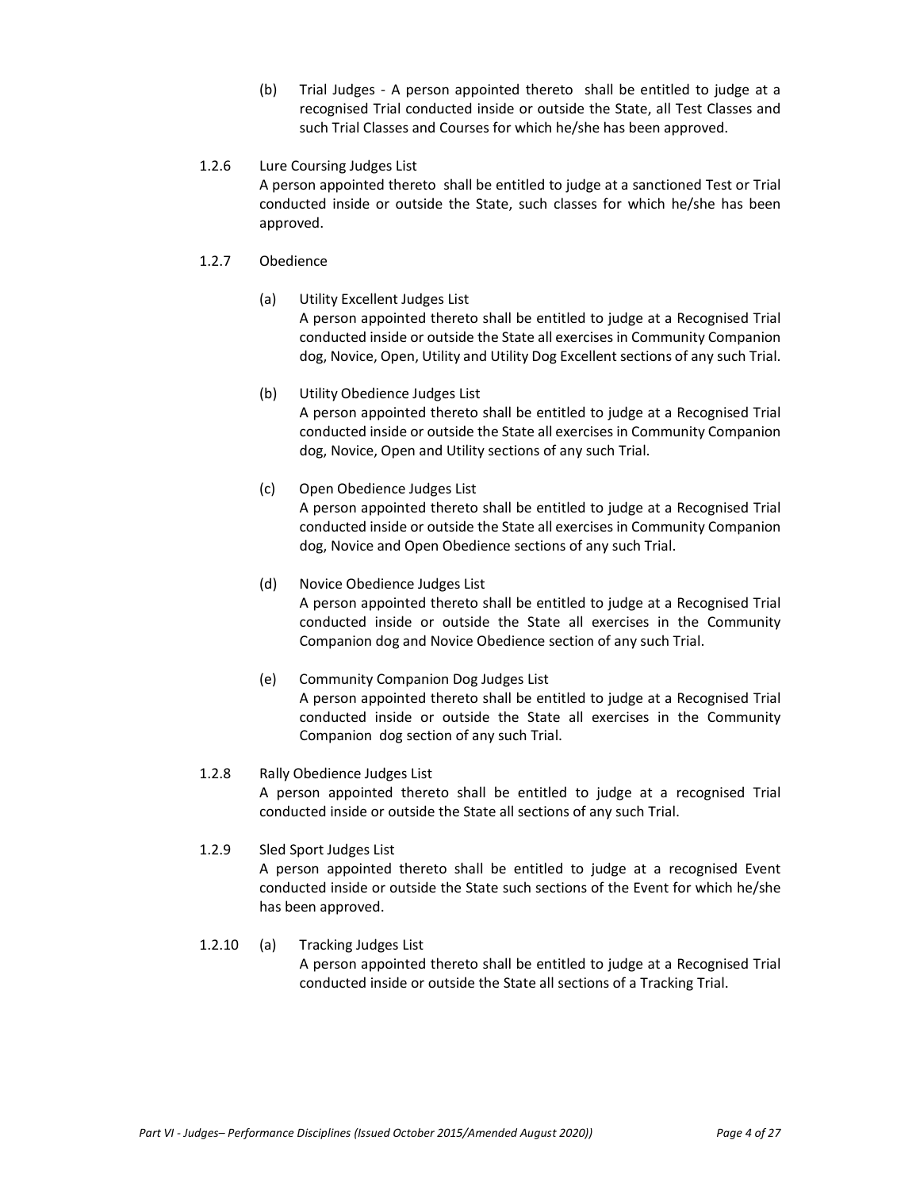(b) Trial Judges - A person appointed thereto shall be entitled to judge at a recognised Trial conducted inside or outside the State, all Test Classes and such Trial Classes and Courses for which he/she has been approved.

1.2.6 Lure Coursing Judges List

A person appointed thereto shall be entitled to judge at a sanctioned Test or Trial conducted inside or outside the State, such classes for which he/she has been approved.

1.2.7 Obedience

(a) Utility Excellent Judges List

A person appointed thereto shall be entitled to judge at a Recognised Trial conducted inside or outside the State all exercises in Community Companion dog, Novice, Open, Utility and Utility Dog Excellent sections of any such Trial.

(b) Utility Obedience Judges List

A person appointed thereto shall be entitled to judge at a Recognised Trial conducted inside or outside the State all exercises in Community Companion dog, Novice, Open and Utility sections of any such Trial.

(c) Open Obedience Judges List

A person appointed thereto shall be entitled to judge at a Recognised Trial conducted inside or outside the State all exercises in Community Companion dog, Novice and Open Obedience sections of any such Trial.

(d) Novice Obedience Judges List

A person appointed thereto shall be entitled to judge at a Recognised Trial conducted inside or outside the State all exercises in the Community Companion dog and Novice Obedience section of any such Trial.

(e) Community Companion Dog Judges List

A person appointed thereto shall be entitled to judge at a Recognised Trial conducted inside or outside the State all exercises in the Community Companion dog section of any such Trial.

1.2.8 Rally Obedience Judges List

A person appointed thereto shall be entitled to judge at a recognised Trial conducted inside or outside the State all sections of any such Trial.

1.2.9 Sled Sport Judges List

A person appointed thereto shall be entitled to judge at a recognised Event conducted inside or outside the State such sections of the Event for which he/she has been approved.

1.2.10 (a) Tracking Judges List

A person appointed thereto shall be entitled to judge at a Recognised Trial conducted inside or outside the State all sections of a Tracking Trial.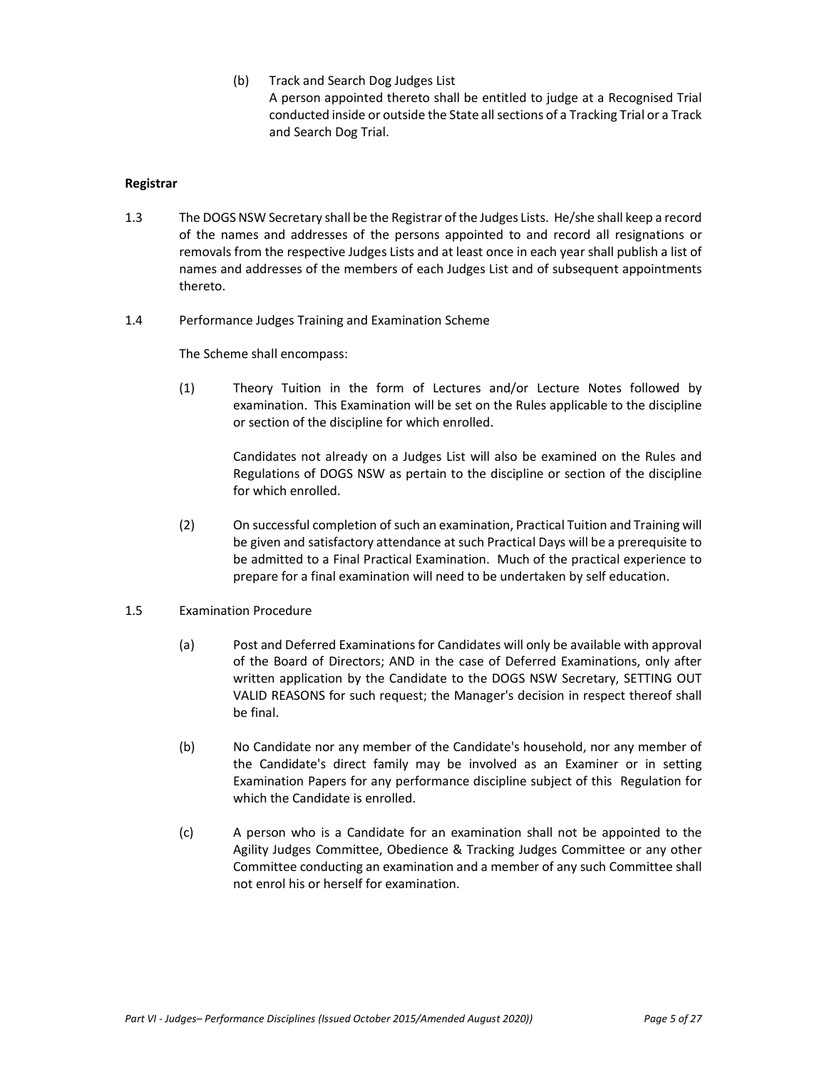(b) Track and Search Dog Judges List
A person appointed thereto shall be entitled to judge at a Recognised Trial conducted inside or outside the State all sections of a Tracking Trial or a Track and Search Dog Trial.

**Registrar**

1.3 The DOGS NSW Secretary shall be the Registrar of the Judges Lists. He/she shall keep a record of the names and addresses of the persons appointed to and record all resignations or removals from the respective Judges Lists and at least once in each year shall publish a list of names and addresses of the members of each Judges List and of subsequent appointments thereto.

1.4 Performance Judges Training and Examination Scheme

The Scheme shall encompass:

(1) Theory Tuition in the form of Lectures and/or Lecture Notes followed by examination. This Examination will be set on the Rules applicable to the discipline or section of the discipline for which enrolled.

Candidates not already on a Judges List will also be examined on the Rules and Regulations of DOGS NSW as pertain to the discipline or section of the discipline for which enrolled.

(2) On successful completion of such an examination, Practical Tuition and Training will be given and satisfactory attendance at such Practical Days will be a prerequisite to be admitted to a Final Practical Examination. Much of the practical experience to prepare for a final examination will need to be undertaken by self education.

1.5 Examination Procedure

(a) Post and Deferred Examinations for Candidates will only be available with approval of the Board of Directors; AND in the case of Deferred Examinations, only after written application by the Candidate to the DOGS NSW Secretary, SETTING OUT VALID REASONS for such request; the Manager's decision in respect thereof shall be final.

(b) No Candidate nor any member of the Candidate's household, nor any member of the Candidate's direct family may be involved as an Examiner or in setting Examination Papers for any performance discipline subject of this Regulation for which the Candidate is enrolled.

(c) A person who is a Candidate for an examination shall not be appointed to the Agility Judges Committee, Obedience & Tracking Judges Committee or any other Committee conducting an examination and a member of any such Committee shall not enrol his or herself for examination.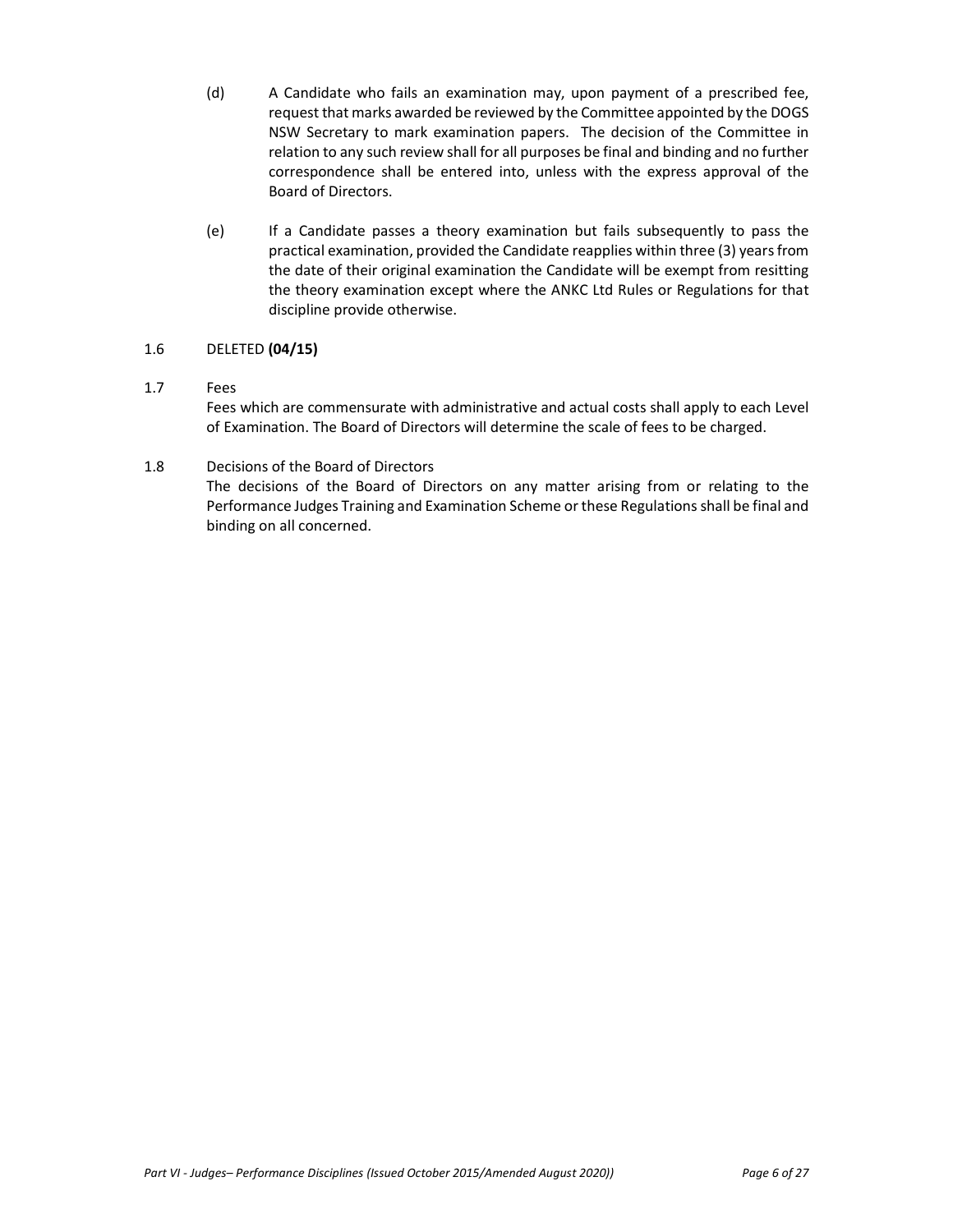(d) A Candidate who fails an examination may, upon payment of a prescribed fee, request that marks awarded be reviewed by the Committee appointed by the DOGS NSW Secretary to mark examination papers. The decision of the Committee in relation to any such review shall for all purposes be final and binding and no further correspondence shall be entered into, unless with the express approval of the Board of Directors.

(e) If a Candidate passes a theory examination but fails subsequently to pass the practical examination, provided the Candidate reapplies within three (3) years from the date of their original examination the Candidate will be exempt from resitting the theory examination except where the ANKC Ltd Rules or Regulations for that discipline provide otherwise.

1.6 DELETED **(04/15)**

1.7 Fees

Fees which are commensurate with administrative and actual costs shall apply to each Level of Examination. The Board of Directors will determine the scale of fees to be charged.

1.8 Decisions of the Board of Directors

The decisions of the Board of Directors on any matter arising from or relating to the Performance Judges Training and Examination Scheme or these Regulations shall be final and binding on all concerned.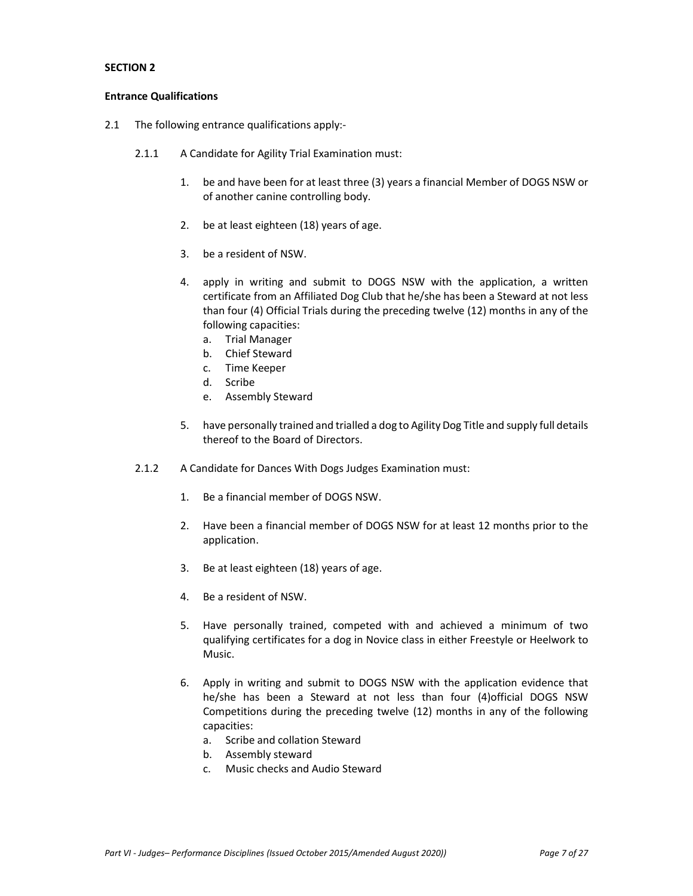**SECTION 2**

**Entrance Qualifications**

2.1 The following entrance qualifications apply:-

2.1.1 A Candidate for Agility Trial Examination must:

1. be and have been for at least three (3) years a financial Member of DOGS NSW or of another canine controlling body.
2. be at least eighteen (18) years of age.
3. be a resident of NSW.
4. apply in writing and submit to DOGS NSW with the application, a written certificate from an Affiliated Dog Club that he/she has been a Steward at not less than four (4) Official Trials during the preceding twelve (12) months in any of the following capacities:
   a. Trial Manager
   b. Chief Steward
   c. Time Keeper
   d. Scribe
   e. Assembly Steward
5. have personally trained and trialled a dog to Agility Dog Title and supply full details thereof to the Board of Directors.

2.1.2 A Candidate for Dances With Dogs Judges Examination must:

1. Be a financial member of DOGS NSW.
2. Have been a financial member of DOGS NSW for at least 12 months prior to the application.
3. Be at least eighteen (18) years of age.
4. Be a resident of NSW.
5. Have personally trained, competed with and achieved a minimum of two qualifying certificates for a dog in Novice class in either Freestyle or Heelwork to Music.
6. Apply in writing and submit to DOGS NSW with the application evidence that he/she has been a Steward at not less than four (4)official DOGS NSW Competitions during the preceding twelve (12) months in any of the following capacities:
   a. Scribe and collation Steward
   b. Assembly steward
   c. Music checks and Audio Steward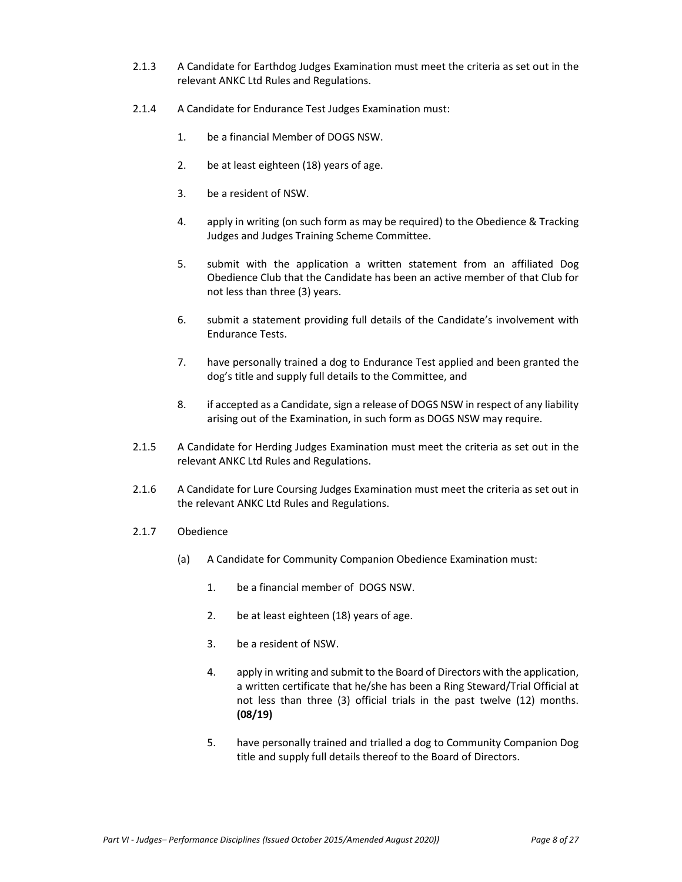2.1.3 A Candidate for Earthdog Judges Examination must meet the criteria as set out in the relevant ANKC Ltd Rules and Regulations.

2.1.4 A Candidate for Endurance Test Judges Examination must:

1. be a financial Member of DOGS NSW.
2. be at least eighteen (18) years of age.
3. be a resident of NSW.
4. apply in writing (on such form as may be required) to the Obedience & Tracking Judges and Judges Training Scheme Committee.
5. submit with the application a written statement from an affiliated Dog Obedience Club that the Candidate has been an active member of that Club for not less than three (3) years.
6. submit a statement providing full details of the Candidate's involvement with Endurance Tests.
7. have personally trained a dog to Endurance Test applied and been granted the dog's title and supply full details to the Committee, and
8. if accepted as a Candidate, sign a release of DOGS NSW in respect of any liability arising out of the Examination, in such form as DOGS NSW may require.

2.1.5 A Candidate for Herding Judges Examination must meet the criteria as set out in the relevant ANKC Ltd Rules and Regulations.

2.1.6 A Candidate for Lure Coursing Judges Examination must meet the criteria as set out in the relevant ANKC Ltd Rules and Regulations.

2.1.7 Obedience

(a) A Candidate for Community Companion Obedience Examination must:

1. be a financial member of DOGS NSW.
2. be at least eighteen (18) years of age.
3. be a resident of NSW.
4. apply in writing and submit to the Board of Directors with the application, a written certificate that he/she has been a Ring Steward/Trial Official at not less than three (3) official trials in the past twelve (12) months. **(08/19)**
5. have personally trained and trialled a dog to Community Companion Dog title and supply full details thereof to the Board of Directors.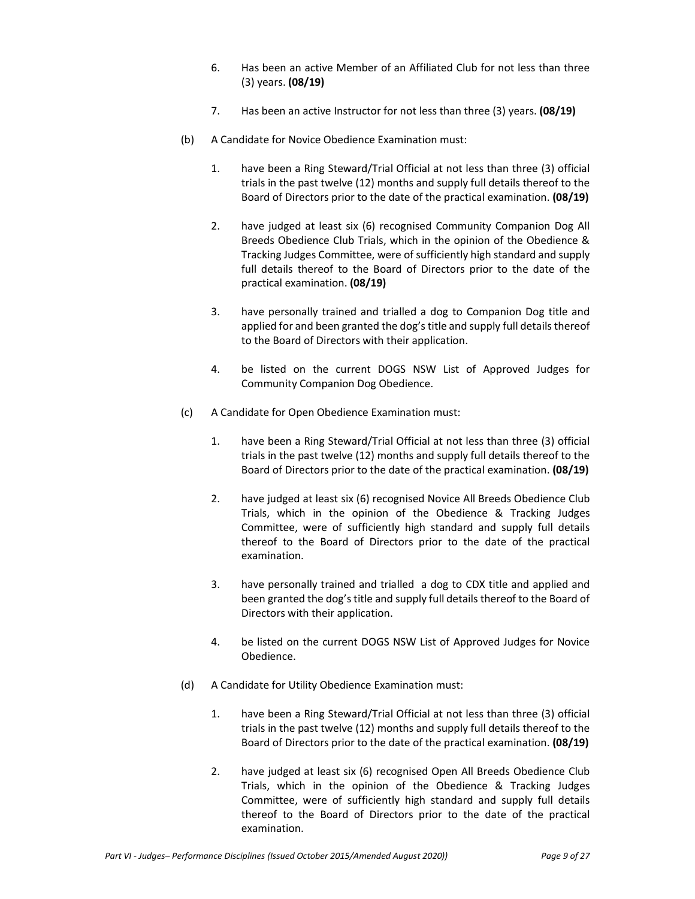6. Has been an active Member of an Affiliated Club for not less than three (3) years. **(08/19)**

7. Has been an active Instructor for not less than three (3) years. **(08/19)**

(b) A Candidate for Novice Obedience Examination must:

1. have been a Ring Steward/Trial Official at not less than three (3) official trials in the past twelve (12) months and supply full details thereof to the Board of Directors prior to the date of the practical examination. **(08/19)**

2. have judged at least six (6) recognised Community Companion Dog All Breeds Obedience Club Trials, which in the opinion of the Obedience & Tracking Judges Committee, were of sufficiently high standard and supply full details thereof to the Board of Directors prior to the date of the practical examination. **(08/19)**

3. have personally trained and trialled a dog to Companion Dog title and applied for and been granted the dog's title and supply full details thereof to the Board of Directors with their application.

4. be listed on the current DOGS NSW List of Approved Judges for Community Companion Dog Obedience.

(c) A Candidate for Open Obedience Examination must:

1. have been a Ring Steward/Trial Official at not less than three (3) official trials in the past twelve (12) months and supply full details thereof to the Board of Directors prior to the date of the practical examination. **(08/19)**

2. have judged at least six (6) recognised Novice All Breeds Obedience Club Trials, which in the opinion of the Obedience & Tracking Judges Committee, were of sufficiently high standard and supply full details thereof to the Board of Directors prior to the date of the practical examination.

3. have personally trained and trialled a dog to CDX title and applied and been granted the dog's title and supply full details thereof to the Board of Directors with their application.

4. be listed on the current DOGS NSW List of Approved Judges for Novice Obedience.

(d) A Candidate for Utility Obedience Examination must:

1. have been a Ring Steward/Trial Official at not less than three (3) official trials in the past twelve (12) months and supply full details thereof to the Board of Directors prior to the date of the practical examination. **(08/19)**

2. have judged at least six (6) recognised Open All Breeds Obedience Club Trials, which in the opinion of the Obedience & Tracking Judges Committee, were of sufficiently high standard and supply full details thereof to the Board of Directors prior to the date of the practical examination.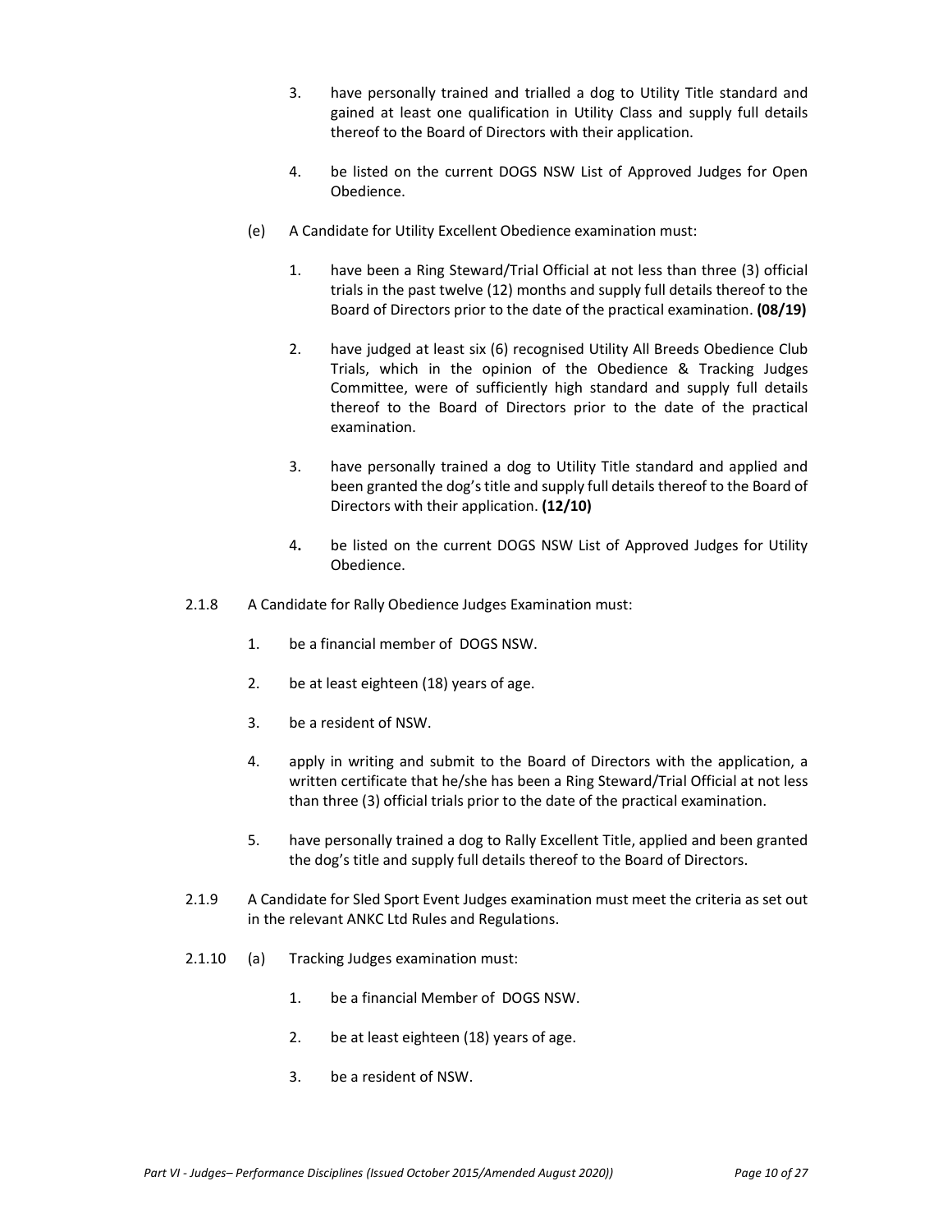3. have personally trained and trialled a dog to Utility Title standard and gained at least one qualification in Utility Class and supply full details thereof to the Board of Directors with their application.

4. be listed on the current DOGS NSW List of Approved Judges for Open Obedience.

(e) A Candidate for Utility Excellent Obedience examination must:

1. have been a Ring Steward/Trial Official at not less than three (3) official trials in the past twelve (12) months and supply full details thereof to the Board of Directors prior to the date of the practical examination. **(08/19)**

2. have judged at least six (6) recognised Utility All Breeds Obedience Club Trials, which in the opinion of the Obedience & Tracking Judges Committee, were of sufficiently high standard and supply full details thereof to the Board of Directors prior to the date of the practical examination.

3. have personally trained a dog to Utility Title standard and applied and been granted the dog's title and supply full details thereof to the Board of Directors with their application. **(12/10)**

4. be listed on the current DOGS NSW List of Approved Judges for Utility Obedience.

2.1.8 A Candidate for Rally Obedience Judges Examination must:

1. be a financial member of DOGS NSW.

2. be at least eighteen (18) years of age.

3. be a resident of NSW.

4. apply in writing and submit to the Board of Directors with the application, a written certificate that he/she has been a Ring Steward/Trial Official at not less than three (3) official trials prior to the date of the practical examination.

5. have personally trained a dog to Rally Excellent Title, applied and been granted the dog's title and supply full details thereof to the Board of Directors.

2.1.9 A Candidate for Sled Sport Event Judges examination must meet the criteria as set out in the relevant ANKC Ltd Rules and Regulations.

2.1.10 (a) Tracking Judges examination must:

1. be a financial Member of DOGS NSW.

2. be at least eighteen (18) years of age.

3. be a resident of NSW.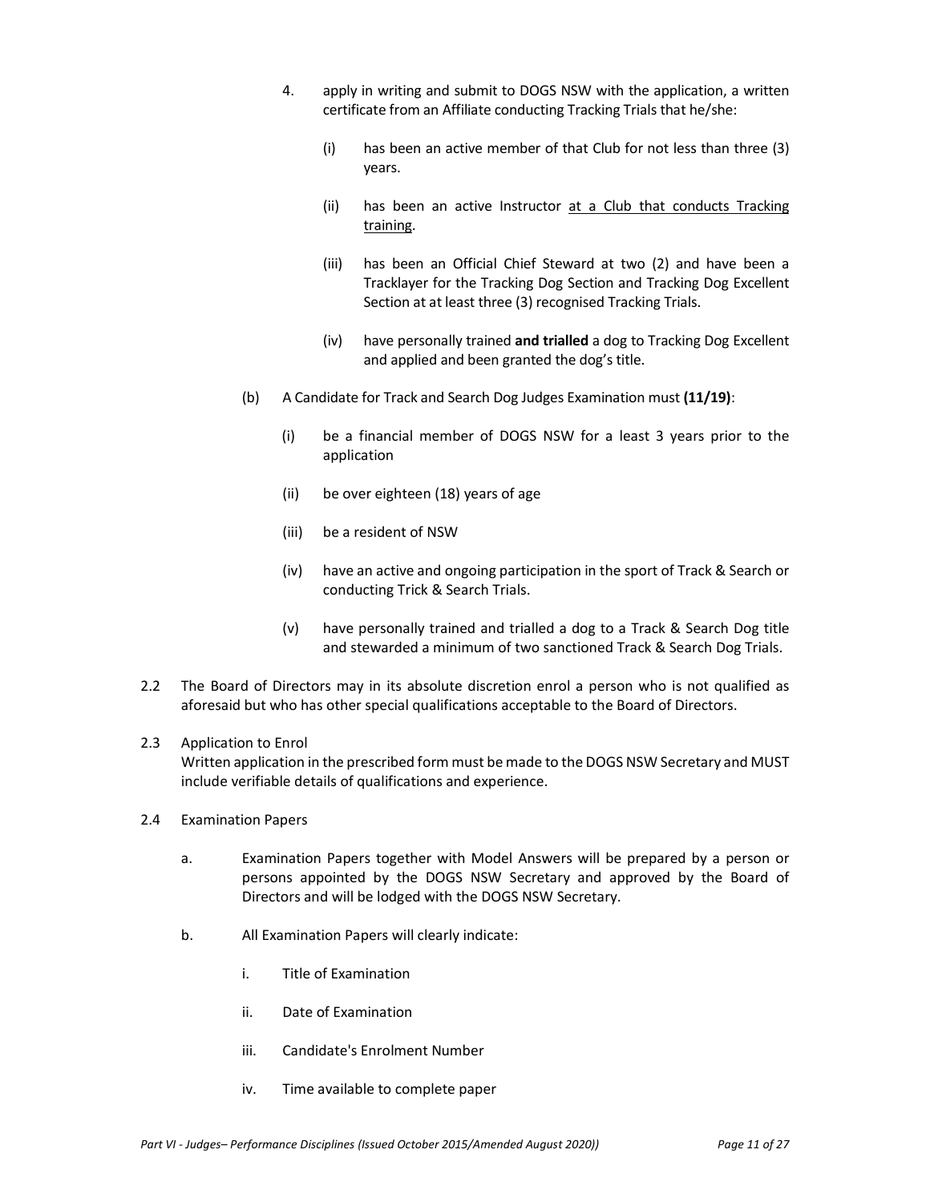4. apply in writing and submit to DOGS NSW with the application, a written certificate from an Affiliate conducting Tracking Trials that he/she:

    (i) has been an active member of that Club for not less than three (3) years.

    (ii) has been an active Instructor <u>at a Club that conducts Tracking training</u>.

    (iii) has been an Official Chief Steward at two (2) and have been a Tracklayer for the Tracking Dog Section and Tracking Dog Excellent Section at at least three (3) recognised Tracking Trials.

    (iv) have personally trained **and trialled** a dog to Tracking Dog Excellent and applied and been granted the dog's title.

(b) A Candidate for Track and Search Dog Judges Examination must **(11/19)**:

    (i) be a financial member of DOGS NSW for a least 3 years prior to the application

    (ii) be over eighteen (18) years of age

    (iii) be a resident of NSW

    (iv) have an active and ongoing participation in the sport of Track & Search or conducting Trick & Search Trials.

    (v) have personally trained and trialled a dog to a Track & Search Dog title and stewarded a minimum of two sanctioned Track & Search Dog Trials.

2.2 The Board of Directors may in its absolute discretion enrol a person who is not qualified as aforesaid but who has other special qualifications acceptable to the Board of Directors.

2.3 Application to Enrol
Written application in the prescribed form must be made to the DOGS NSW Secretary and MUST include verifiable details of qualifications and experience.

2.4 Examination Papers

a. Examination Papers together with Model Answers will be prepared by a person or persons appointed by the DOGS NSW Secretary and approved by the Board of Directors and will be lodged with the DOGS NSW Secretary.

b. All Examination Papers will clearly indicate:

    i. Title of Examination

    ii. Date of Examination

    iii. Candidate's Enrolment Number

    iv. Time available to complete paper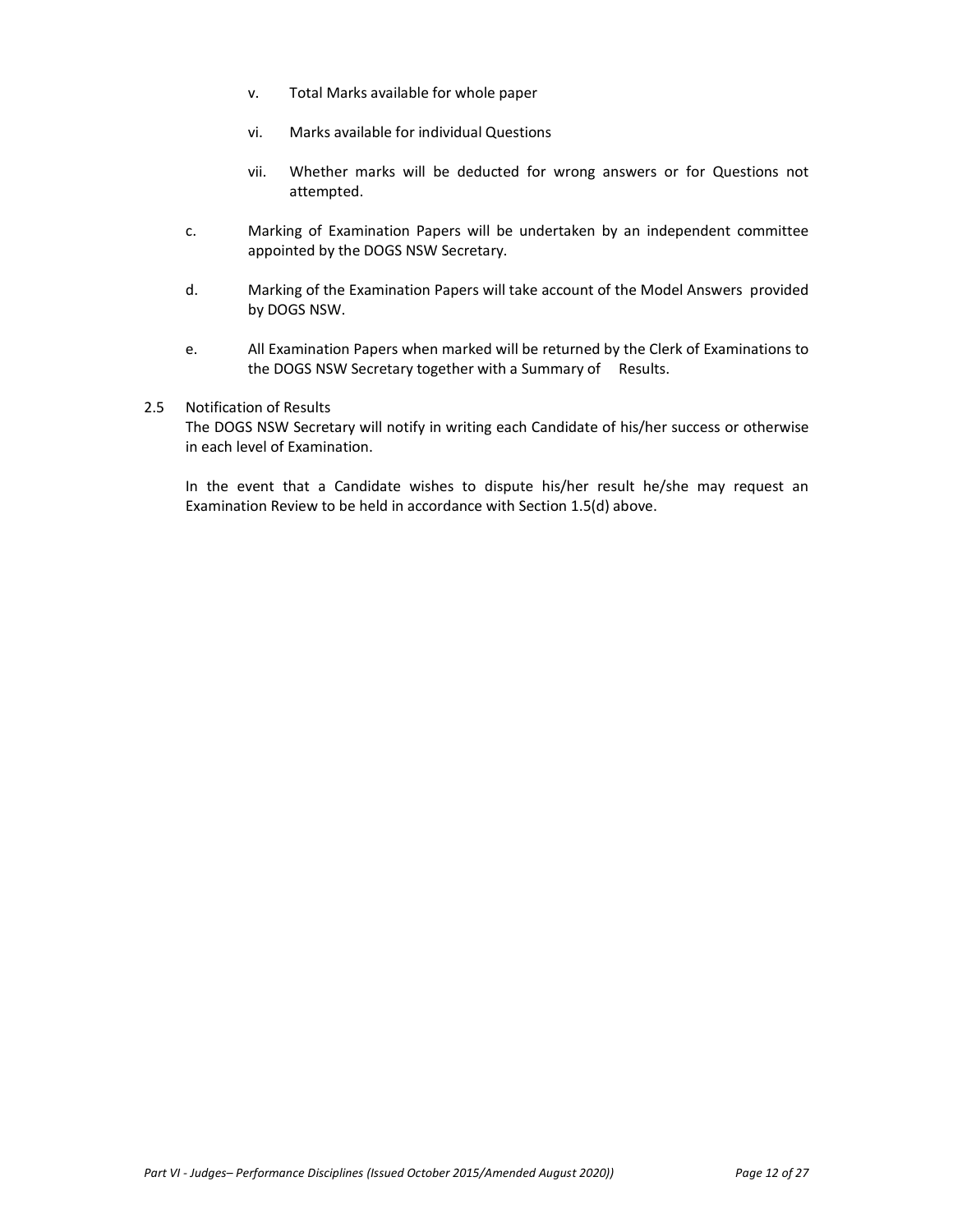v. Total Marks available for whole paper

vi. Marks available for individual Questions

vii. Whether marks will be deducted for wrong answers or for Questions not attempted.

c. Marking of Examination Papers will be undertaken by an independent committee appointed by the DOGS NSW Secretary.

d. Marking of the Examination Papers will take account of the Model Answers provided by DOGS NSW.

e. All Examination Papers when marked will be returned by the Clerk of Examinations to the DOGS NSW Secretary together with a Summary of Results.

2.5 Notification of Results

The DOGS NSW Secretary will notify in writing each Candidate of his/her success or otherwise in each level of Examination.

In the event that a Candidate wishes to dispute his/her result he/she may request an Examination Review to be held in accordance with Section 1.5(d) above.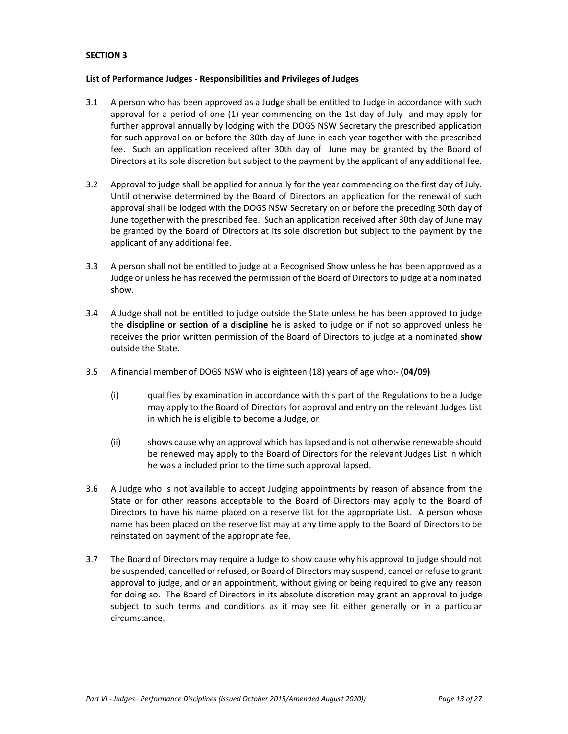**SECTION 3**

**List of Performance Judges - Responsibilities and Privileges of Judges**

3.1 A person who has been approved as a Judge shall be entitled to Judge in accordance with such approval for a period of one (1) year commencing on the 1st day of July and may apply for further approval annually by lodging with the DOGS NSW Secretary the prescribed application for such approval on or before the 30th day of June in each year together with the prescribed fee. Such an application received after 30th day of June may be granted by the Board of Directors at its sole discretion but subject to the payment by the applicant of any additional fee.

3.2 Approval to judge shall be applied for annually for the year commencing on the first day of July. Until otherwise determined by the Board of Directors an application for the renewal of such approval shall be lodged with the DOGS NSW Secretary on or before the preceding 30th day of June together with the prescribed fee. Such an application received after 30th day of June may be granted by the Board of Directors at its sole discretion but subject to the payment by the applicant of any additional fee.

3.3 A person shall not be entitled to judge at a Recognised Show unless he has been approved as a Judge or unless he has received the permission of the Board of Directors to judge at a nominated show.

3.4 A Judge shall not be entitled to judge outside the State unless he has been approved to judge the **discipline or section of a discipline** he is asked to judge or if not so approved unless he receives the prior written permission of the Board of Directors to judge at a nominated **show** outside the State.

3.5 A financial member of DOGS NSW who is eighteen (18) years of age who:- **(04/09)**

   (i) qualifies by examination in accordance with this part of the Regulations to be a Judge may apply to the Board of Directors for approval and entry on the relevant Judges List in which he is eligible to become a Judge, or

   (ii) shows cause why an approval which has lapsed and is not otherwise renewable should be renewed may apply to the Board of Directors for the relevant Judges List in which he was a included prior to the time such approval lapsed.

3.6 A Judge who is not available to accept Judging appointments by reason of absence from the State or for other reasons acceptable to the Board of Directors may apply to the Board of Directors to have his name placed on a reserve list for the appropriate List. A person whose name has been placed on the reserve list may at any time apply to the Board of Directors to be reinstated on payment of the appropriate fee.

3.7 The Board of Directors may require a Judge to show cause why his approval to judge should not be suspended, cancelled or refused, or Board of Directors may suspend, cancel or refuse to grant approval to judge, and or an appointment, without giving or being required to give any reason for doing so. The Board of Directors in its absolute discretion may grant an approval to judge subject to such terms and conditions as it may see fit either generally or in a particular circumstance.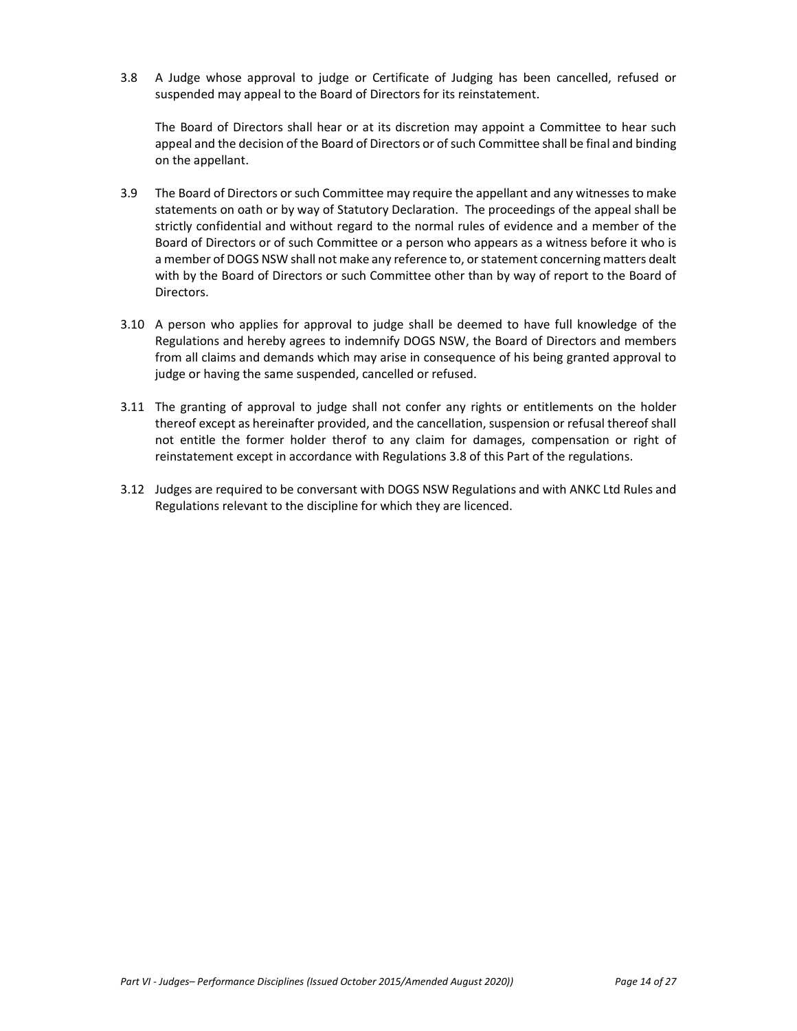3.8 A Judge whose approval to judge or Certificate of Judging has been cancelled, refused or suspended may appeal to the Board of Directors for its reinstatement.

The Board of Directors shall hear or at its discretion may appoint a Committee to hear such appeal and the decision of the Board of Directors or of such Committee shall be final and binding on the appellant.

3.9 The Board of Directors or such Committee may require the appellant and any witnesses to make statements on oath or by way of Statutory Declaration. The proceedings of the appeal shall be strictly confidential and without regard to the normal rules of evidence and a member of the Board of Directors or of such Committee or a person who appears as a witness before it who is a member of DOGS NSW shall not make any reference to, or statement concerning matters dealt with by the Board of Directors or such Committee other than by way of report to the Board of Directors.

3.10 A person who applies for approval to judge shall be deemed to have full knowledge of the Regulations and hereby agrees to indemnify DOGS NSW, the Board of Directors and members from all claims and demands which may arise in consequence of his being granted approval to judge or having the same suspended, cancelled or refused.

3.11 The granting of approval to judge shall not confer any rights or entitlements on the holder thereof except as hereinafter provided, and the cancellation, suspension or refusal thereof shall not entitle the former holder therof to any claim for damages, compensation or right of reinstatement except in accordance with Regulations 3.8 of this Part of the regulations.

3.12 Judges are required to be conversant with DOGS NSW Regulations and with ANKC Ltd Rules and Regulations relevant to the discipline for which they are licenced.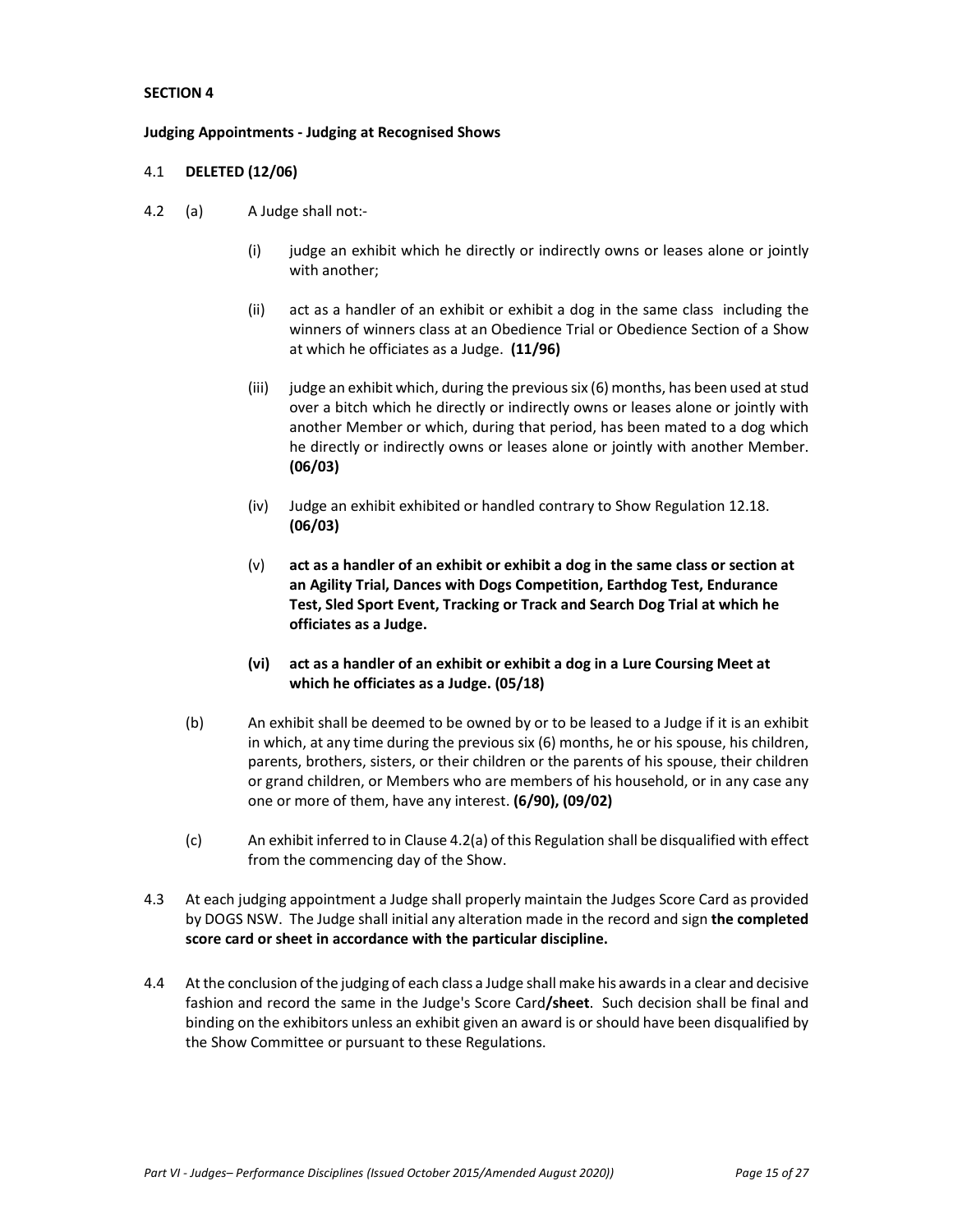**SECTION 4**

**Judging Appointments - Judging at Recognised Shows**

4.1 **DELETED (12/06)**

4.2 (a) A Judge shall not:-

(i) judge an exhibit which he directly or indirectly owns or leases alone or jointly with another;

(ii) act as a handler of an exhibit or exhibit a dog in the same class including the winners of winners class at an Obedience Trial or Obedience Section of a Show at which he officiates as a Judge. **(11/96)**

(iii) judge an exhibit which, during the previous six (6) months, has been used at stud over a bitch which he directly or indirectly owns or leases alone or jointly with another Member or which, during that period, has been mated to a dog which he directly or indirectly owns or leases alone or jointly with another Member. **(06/03)**

(iv) Judge an exhibit exhibited or handled contrary to Show Regulation 12.18. **(06/03)**

(v) **act as a handler of an exhibit or exhibit a dog in the same class or section at an Agility Trial, Dances with Dogs Competition, Earthdog Test, Endurance Test, Sled Sport Event, Tracking or Track and Search Dog Trial at which he officiates as a Judge.**

**(vi) act as a handler of an exhibit or exhibit a dog in a Lure Coursing Meet at which he officiates as a Judge. (05/18)**

(b) An exhibit shall be deemed to be owned by or to be leased to a Judge if it is an exhibit in which, at any time during the previous six (6) months, he or his spouse, his children, parents, brothers, sisters, or their children or the parents of his spouse, their children or grand children, or Members who are members of his household, or in any case any one or more of them, have any interest. **(6/90), (09/02)**

(c) An exhibit inferred to in Clause 4.2(a) of this Regulation shall be disqualified with effect from the commencing day of the Show.

4.3 At each judging appointment a Judge shall properly maintain the Judges Score Card as provided by DOGS NSW. The Judge shall initial any alteration made in the record and sign **the completed score card or sheet in accordance with the particular discipline.**

4.4 At the conclusion of the judging of each class a Judge shall make his awards in a clear and decisive fashion and record the same in the Judge's Score Card**/sheet**. Such decision shall be final and binding on the exhibitors unless an exhibit given an award is or should have been disqualified by the Show Committee or pursuant to these Regulations.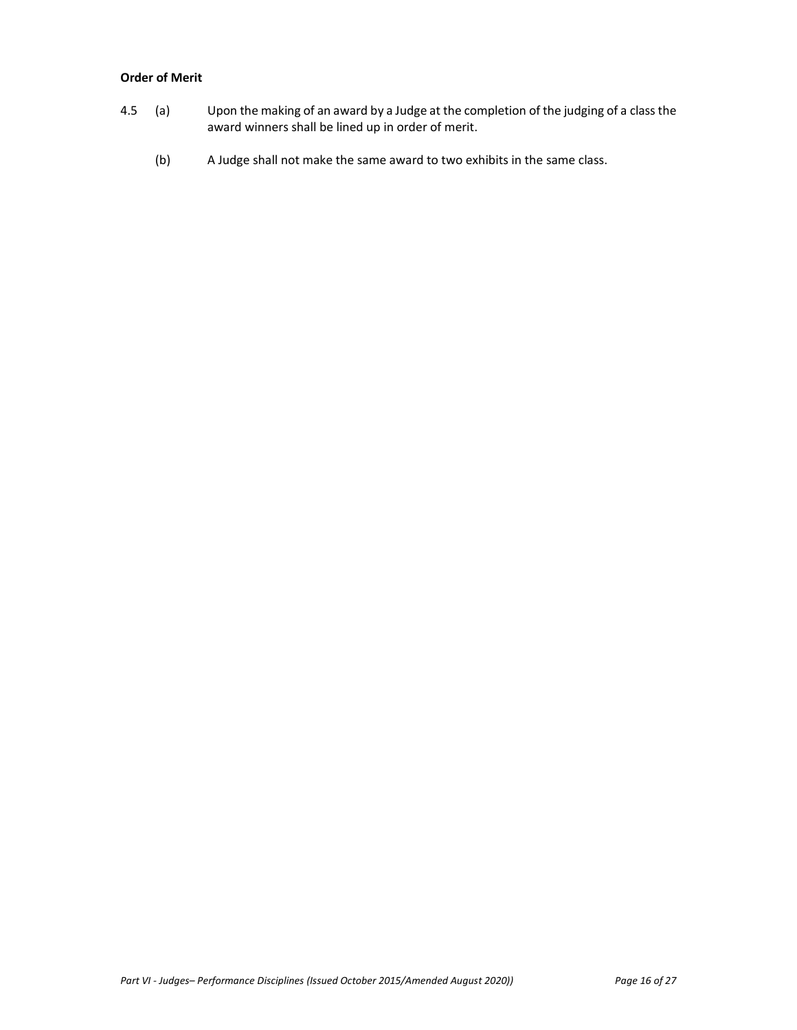**Order of Merit**

4.5 (a) Upon the making of an award by a Judge at the completion of the judging of a class the award winners shall be lined up in order of merit.

(b) A Judge shall not make the same award to two exhibits in the same class.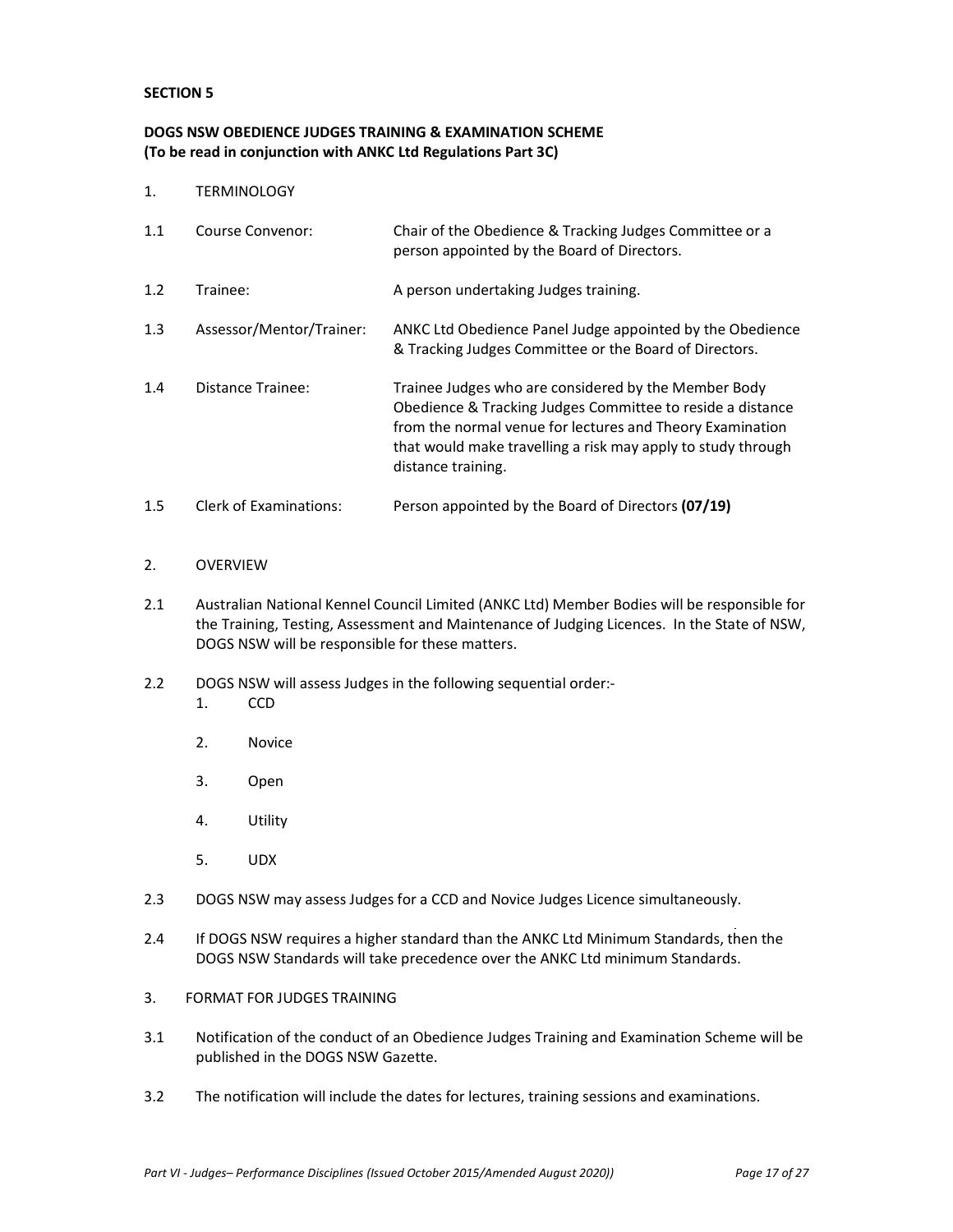**SECTION 5**

**DOGS NSW OBEDIENCE JUDGES TRAINING & EXAMINATION SCHEME**
**(To be read in conjunction with ANKC Ltd Regulations Part 3C)**

1. TERMINOLOGY

| | | |
|---|---|---|
| 1.1 | Course Convenor: | Chair of the Obedience & Tracking Judges Committee or a person appointed by the Board of Directors. |
| 1.2 | Trainee: | A person undertaking Judges training. |
| 1.3 | Assessor/Mentor/Trainer: | ANKC Ltd Obedience Panel Judge appointed by the Obedience & Tracking Judges Committee or the Board of Directors. |
| 1.4 | Distance Trainee: | Trainee Judges who are considered by the Member Body Obedience & Tracking Judges Committee to reside a distance from the normal venue for lectures and Theory Examination that would make travelling a risk may apply to study through distance training. |
| 1.5 | Clerk of Examinations: | Person appointed by the Board of Directors **(07/19)** |

2. OVERVIEW

2.1 Australian National Kennel Council Limited (ANKC Ltd) Member Bodies will be responsible for the Training, Testing, Assessment and Maintenance of Judging Licences. In the State of NSW, DOGS NSW will be responsible for these matters.

2.2 DOGS NSW will assess Judges in the following sequential order:-

1. CCD
2. Novice
3. Open
4. Utility
5. UDX

2.3 DOGS NSW may assess Judges for a CCD and Novice Judges Licence simultaneously.

2.4 If DOGS NSW requires a higher standard than the ANKC Ltd Minimum Standards, then the DOGS NSW Standards will take precedence over the ANKC Ltd minimum Standards.

3. FORMAT FOR JUDGES TRAINING

3.1 Notification of the conduct of an Obedience Judges Training and Examination Scheme will be published in the DOGS NSW Gazette.

3.2 The notification will include the dates for lectures, training sessions and examinations.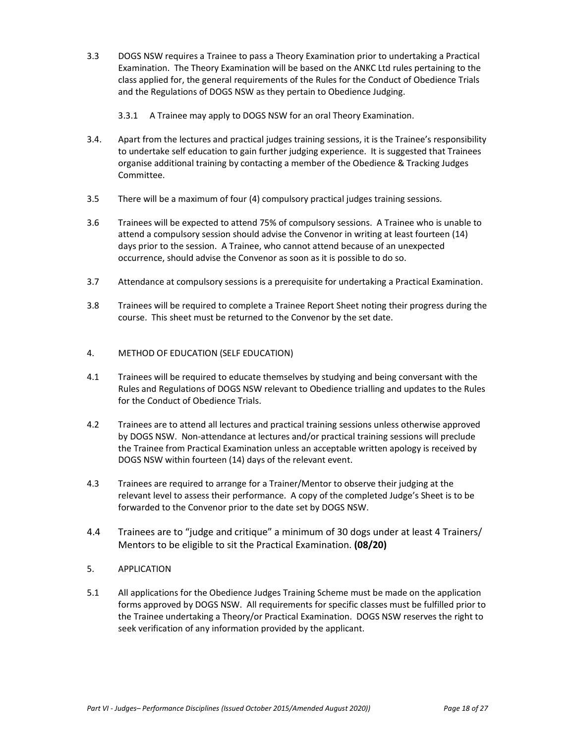3.3 DOGS NSW requires a Trainee to pass a Theory Examination prior to undertaking a Practical Examination. The Theory Examination will be based on the ANKC Ltd rules pertaining to the class applied for, the general requirements of the Rules for the Conduct of Obedience Trials and the Regulations of DOGS NSW as they pertain to Obedience Judging.

 3.3.1 A Trainee may apply to DOGS NSW for an oral Theory Examination.

3.4. Apart from the lectures and practical judges training sessions, it is the Trainee's responsibility to undertake self education to gain further judging experience. It is suggested that Trainees organise additional training by contacting a member of the Obedience & Tracking Judges Committee.

3.5 There will be a maximum of four (4) compulsory practical judges training sessions.

3.6 Trainees will be expected to attend 75% of compulsory sessions. A Trainee who is unable to attend a compulsory session should advise the Convenor in writing at least fourteen (14) days prior to the session. A Trainee, who cannot attend because of an unexpected occurrence, should advise the Convenor as soon as it is possible to do so.

3.7 Attendance at compulsory sessions is a prerequisite for undertaking a Practical Examination.

3.8 Trainees will be required to complete a Trainee Report Sheet noting their progress during the course. This sheet must be returned to the Convenor by the set date.

## 4. METHOD OF EDUCATION (SELF EDUCATION)

4.1 Trainees will be required to educate themselves by studying and being conversant with the Rules and Regulations of DOGS NSW relevant to Obedience trialling and updates to the Rules for the Conduct of Obedience Trials.

4.2 Trainees are to attend all lectures and practical training sessions unless otherwise approved by DOGS NSW. Non-attendance at lectures and/or practical training sessions will preclude the Trainee from Practical Examination unless an acceptable written apology is received by DOGS NSW within fourteen (14) days of the relevant event.

4.3 Trainees are required to arrange for a Trainer/Mentor to observe their judging at the relevant level to assess their performance. A copy of the completed Judge's Sheet is to be forwarded to the Convenor prior to the date set by DOGS NSW.

4.4 Trainees are to "judge and critique" a minimum of 30 dogs under at least 4 Trainers/ Mentors to be eligible to sit the Practical Examination. **(08/20)**

## 5. APPLICATION

5.1 All applications for the Obedience Judges Training Scheme must be made on the application forms approved by DOGS NSW. All requirements for specific classes must be fulfilled prior to the Trainee undertaking a Theory/or Practical Examination. DOGS NSW reserves the right to seek verification of any information provided by the applicant.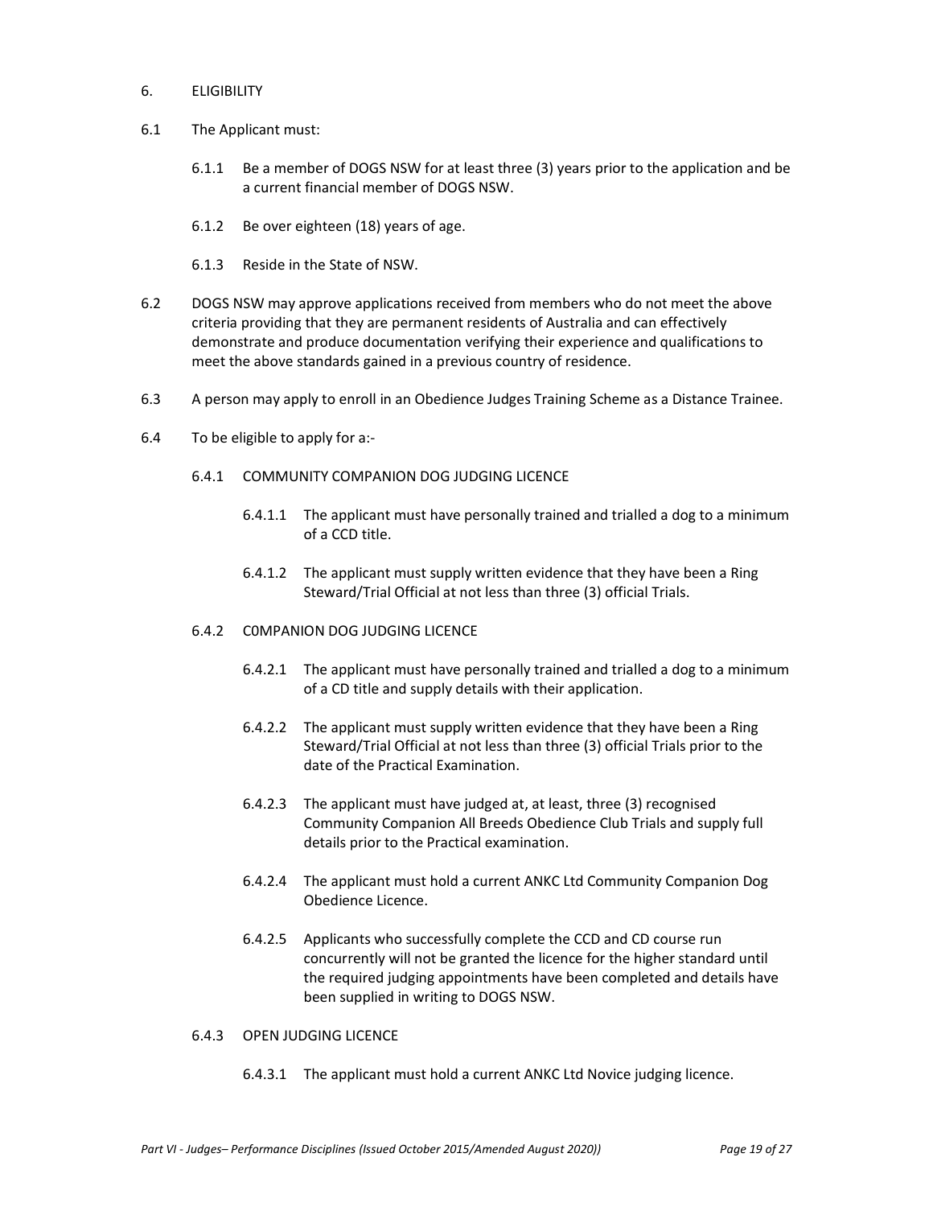## 6. ELIGIBILITY

6.1 The Applicant must:

6.1.1 Be a member of DOGS NSW for at least three (3) years prior to the application and be a current financial member of DOGS NSW.

6.1.2 Be over eighteen (18) years of age.

6.1.3 Reside in the State of NSW.

6.2 DOGS NSW may approve applications received from members who do not meet the above criteria providing that they are permanent residents of Australia and can effectively demonstrate and produce documentation verifying their experience and qualifications to meet the above standards gained in a previous country of residence.

6.3 A person may apply to enroll in an Obedience Judges Training Scheme as a Distance Trainee.

6.4 To be eligible to apply for a:-

6.4.1 COMMUNITY COMPANION DOG JUDGING LICENCE

6.4.1.1 The applicant must have personally trained and trialled a dog to a minimum of a CCD title.

6.4.1.2 The applicant must supply written evidence that they have been a Ring Steward/Trial Official at not less than three (3) official Trials.

6.4.2 C0MPANION DOG JUDGING LICENCE

6.4.2.1 The applicant must have personally trained and trialled a dog to a minimum of a CD title and supply details with their application.

6.4.2.2 The applicant must supply written evidence that they have been a Ring Steward/Trial Official at not less than three (3) official Trials prior to the date of the Practical Examination.

6.4.2.3 The applicant must have judged at, at least, three (3) recognised Community Companion All Breeds Obedience Club Trials and supply full details prior to the Practical examination.

6.4.2.4 The applicant must hold a current ANKC Ltd Community Companion Dog Obedience Licence.

6.4.2.5 Applicants who successfully complete the CCD and CD course run concurrently will not be granted the licence for the higher standard until the required judging appointments have been completed and details have been supplied in writing to DOGS NSW.

6.4.3 OPEN JUDGING LICENCE

6.4.3.1 The applicant must hold a current ANKC Ltd Novice judging licence.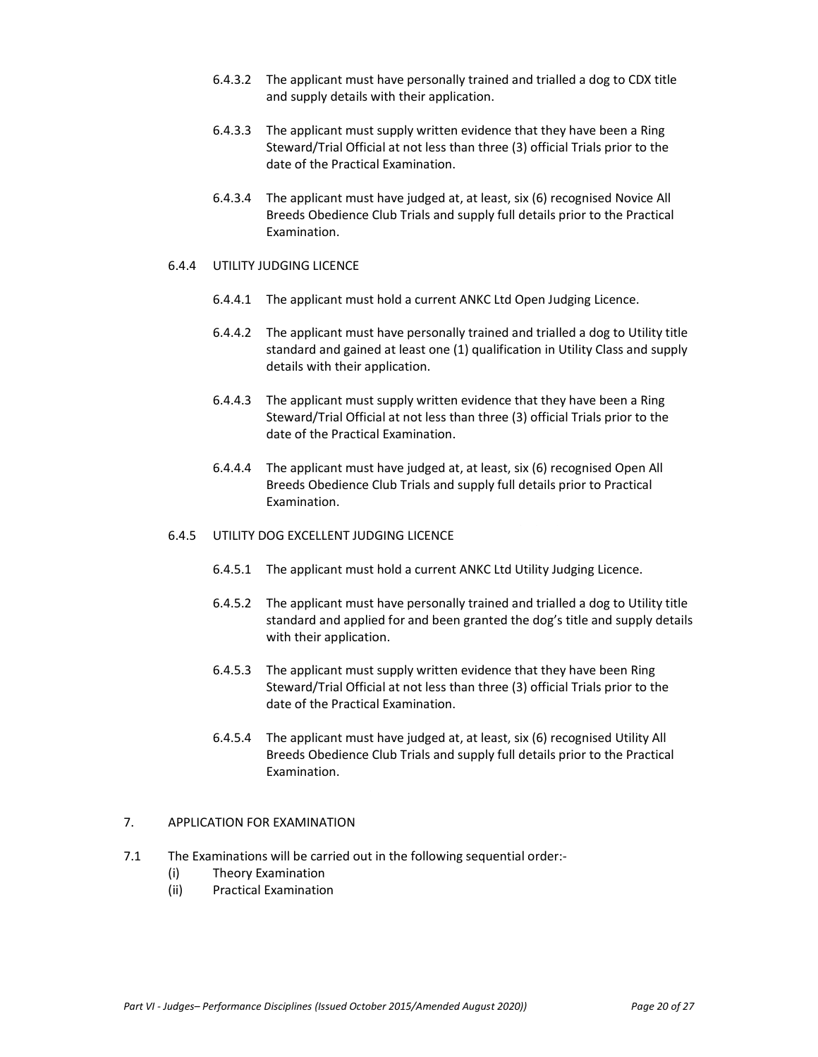6.4.3.2 The applicant must have personally trained and trialled a dog to CDX title and supply details with their application.

6.4.3.3 The applicant must supply written evidence that they have been a Ring Steward/Trial Official at not less than three (3) official Trials prior to the date of the Practical Examination.

6.4.3.4 The applicant must have judged at, at least, six (6) recognised Novice All Breeds Obedience Club Trials and supply full details prior to the Practical Examination.

6.4.4 UTILITY JUDGING LICENCE

6.4.4.1 The applicant must hold a current ANKC Ltd Open Judging Licence.

6.4.4.2 The applicant must have personally trained and trialled a dog to Utility title standard and gained at least one (1) qualification in Utility Class and supply details with their application.

6.4.4.3 The applicant must supply written evidence that they have been a Ring Steward/Trial Official at not less than three (3) official Trials prior to the date of the Practical Examination.

6.4.4.4 The applicant must have judged at, at least, six (6) recognised Open All Breeds Obedience Club Trials and supply full details prior to Practical Examination.

6.4.5 UTILITY DOG EXCELLENT JUDGING LICENCE

6.4.5.1 The applicant must hold a current ANKC Ltd Utility Judging Licence.

6.4.5.2 The applicant must have personally trained and trialled a dog to Utility title standard and applied for and been granted the dog's title and supply details with their application.

6.4.5.3 The applicant must supply written evidence that they have been Ring Steward/Trial Official at not less than three (3) official Trials prior to the date of the Practical Examination.

6.4.5.4 The applicant must have judged at, at least, six (6) recognised Utility All Breeds Obedience Club Trials and supply full details prior to the Practical Examination.

7. APPLICATION FOR EXAMINATION

7.1 The Examinations will be carried out in the following sequential order:-

(i) Theory Examination
(ii) Practical Examination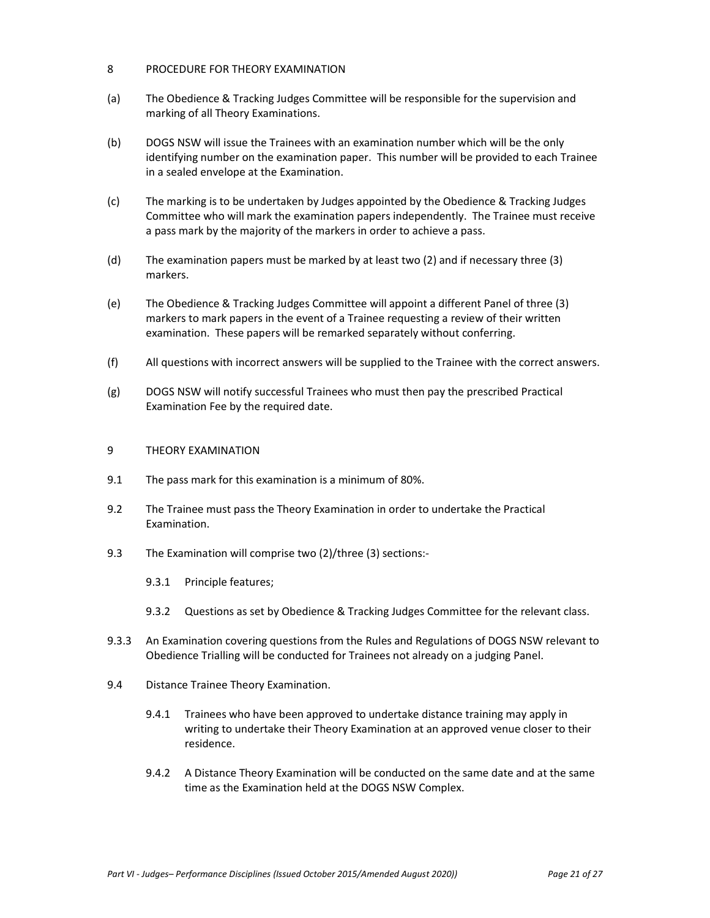## 8 PROCEDURE FOR THEORY EXAMINATION

(a) The Obedience & Tracking Judges Committee will be responsible for the supervision and marking of all Theory Examinations.

(b) DOGS NSW will issue the Trainees with an examination number which will be the only identifying number on the examination paper. This number will be provided to each Trainee in a sealed envelope at the Examination.

(c) The marking is to be undertaken by Judges appointed by the Obedience & Tracking Judges Committee who will mark the examination papers independently. The Trainee must receive a pass mark by the majority of the markers in order to achieve a pass.

(d) The examination papers must be marked by at least two (2) and if necessary three (3) markers.

(e) The Obedience & Tracking Judges Committee will appoint a different Panel of three (3) markers to mark papers in the event of a Trainee requesting a review of their written examination. These papers will be remarked separately without conferring.

(f) All questions with incorrect answers will be supplied to the Trainee with the correct answers.

(g) DOGS NSW will notify successful Trainees who must then pay the prescribed Practical Examination Fee by the required date.

## 9 THEORY EXAMINATION

9.1 The pass mark for this examination is a minimum of 80%.

9.2 The Trainee must pass the Theory Examination in order to undertake the Practical Examination.

9.3 The Examination will comprise two (2)/three (3) sections:-

- 9.3.1 Principle features;
- 9.3.2 Questions as set by Obedience & Tracking Judges Committee for the relevant class.

9.3.3 An Examination covering questions from the Rules and Regulations of DOGS NSW relevant to Obedience Trialling will be conducted for Trainees not already on a judging Panel.

9.4 Distance Trainee Theory Examination.

- 9.4.1 Trainees who have been approved to undertake distance training may apply in writing to undertake their Theory Examination at an approved venue closer to their residence.
- 9.4.2 A Distance Theory Examination will be conducted on the same date and at the same time as the Examination held at the DOGS NSW Complex.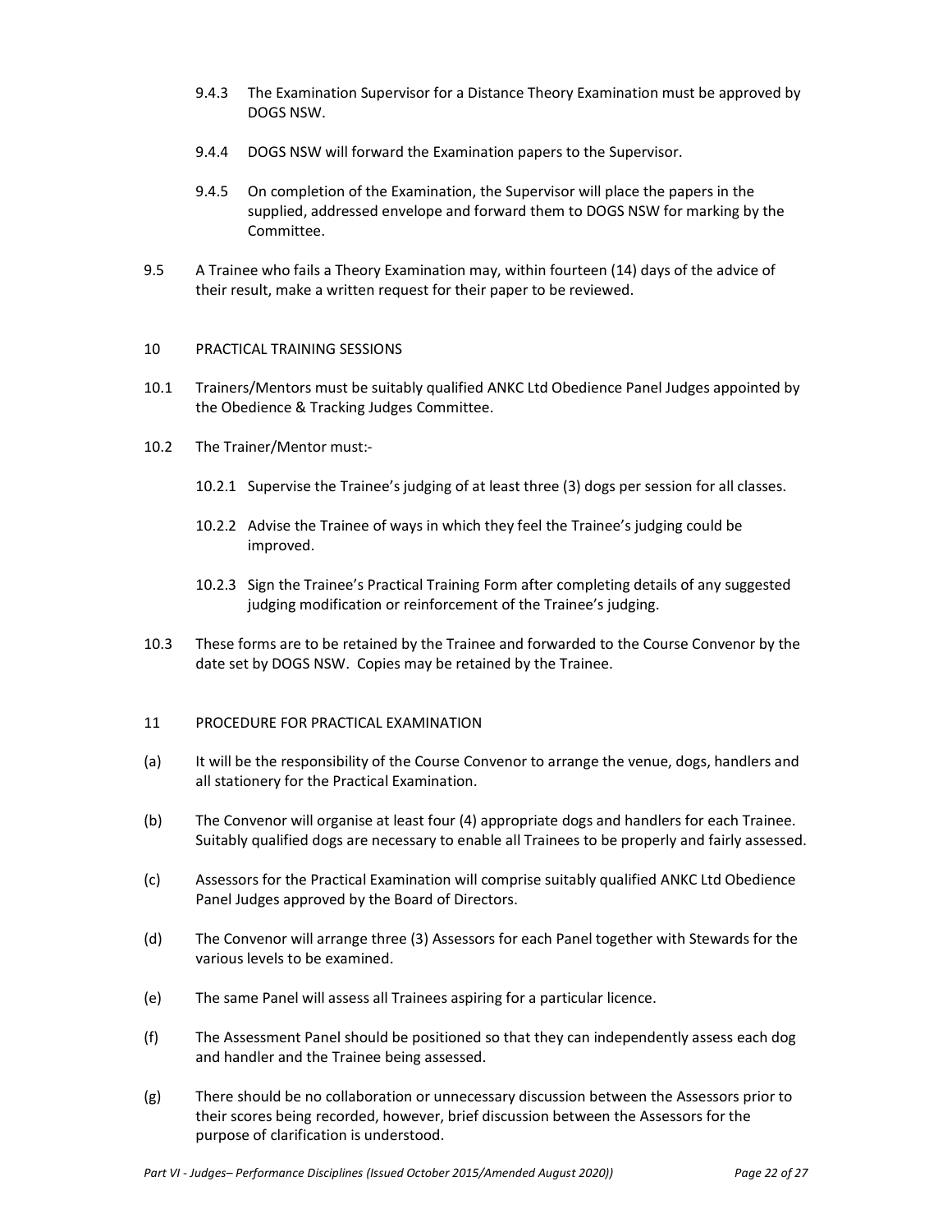9.4.3 The Examination Supervisor for a Distance Theory Examination must be approved by DOGS NSW.

9.4.4 DOGS NSW will forward the Examination papers to the Supervisor.

9.4.5 On completion of the Examination, the Supervisor will place the papers in the supplied, addressed envelope and forward them to DOGS NSW for marking by the Committee.

9.5 A Trainee who fails a Theory Examination may, within fourteen (14) days of the advice of their result, make a written request for their paper to be reviewed.

## 10 PRACTICAL TRAINING SESSIONS

10.1 Trainers/Mentors must be suitably qualified ANKC Ltd Obedience Panel Judges appointed by the Obedience & Tracking Judges Committee.

10.2 The Trainer/Mentor must:-

10.2.1 Supervise the Trainee's judging of at least three (3) dogs per session for all classes.

10.2.2 Advise the Trainee of ways in which they feel the Trainee's judging could be improved.

10.2.3 Sign the Trainee's Practical Training Form after completing details of any suggested judging modification or reinforcement of the Trainee's judging.

10.3 These forms are to be retained by the Trainee and forwarded to the Course Convenor by the date set by DOGS NSW. Copies may be retained by the Trainee.

## 11 PROCEDURE FOR PRACTICAL EXAMINATION

(a) It will be the responsibility of the Course Convenor to arrange the venue, dogs, handlers and all stationery for the Practical Examination.

(b) The Convenor will organise at least four (4) appropriate dogs and handlers for each Trainee. Suitably qualified dogs are necessary to enable all Trainees to be properly and fairly assessed.

(c) Assessors for the Practical Examination will comprise suitably qualified ANKC Ltd Obedience Panel Judges approved by the Board of Directors.

(d) The Convenor will arrange three (3) Assessors for each Panel together with Stewards for the various levels to be examined.

(e) The same Panel will assess all Trainees aspiring for a particular licence.

(f) The Assessment Panel should be positioned so that they can independently assess each dog and handler and the Trainee being assessed.

(g) There should be no collaboration or unnecessary discussion between the Assessors prior to their scores being recorded, however, brief discussion between the Assessors for the purpose of clarification is understood.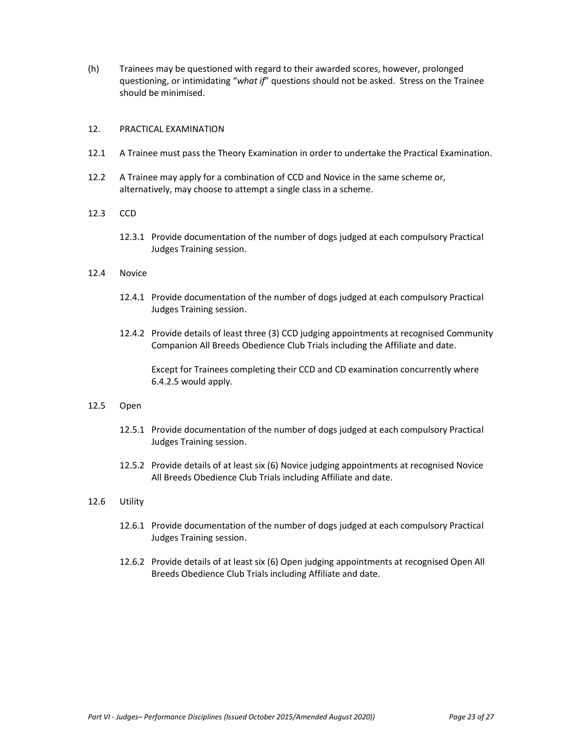(h) Trainees may be questioned with regard to their awarded scores, however, prolonged questioning, or intimidating "*what if*" questions should not be asked. Stress on the Trainee should be minimised.

## 12. PRACTICAL EXAMINATION

12.1 A Trainee must pass the Theory Examination in order to undertake the Practical Examination.

12.2 A Trainee may apply for a combination of CCD and Novice in the same scheme or, alternatively, may choose to attempt a single class in a scheme.

12.3 CCD

12.3.1 Provide documentation of the number of dogs judged at each compulsory Practical Judges Training session.

12.4 Novice

12.4.1 Provide documentation of the number of dogs judged at each compulsory Practical Judges Training session.

12.4.2 Provide details of least three (3) CCD judging appointments at recognised Community Companion All Breeds Obedience Club Trials including the Affiliate and date.

Except for Trainees completing their CCD and CD examination concurrently where 6.4.2.5 would apply.

12.5 Open

12.5.1 Provide documentation of the number of dogs judged at each compulsory Practical Judges Training session.

12.5.2 Provide details of at least six (6) Novice judging appointments at recognised Novice All Breeds Obedience Club Trials including Affiliate and date.

12.6 Utility

12.6.1 Provide documentation of the number of dogs judged at each compulsory Practical Judges Training session.

12.6.2 Provide details of at least six (6) Open judging appointments at recognised Open All Breeds Obedience Club Trials including Affiliate and date.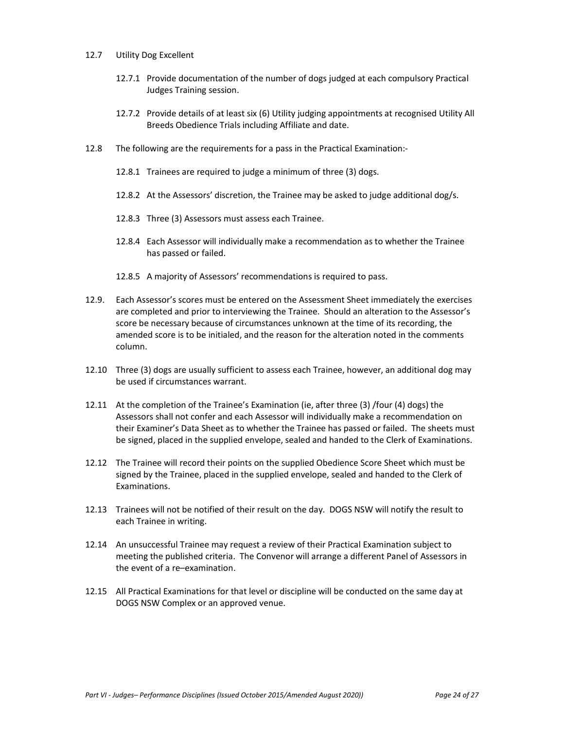12.7 Utility Dog Excellent

12.7.1 Provide documentation of the number of dogs judged at each compulsory Practical Judges Training session.

12.7.2 Provide details of at least six (6) Utility judging appointments at recognised Utility All Breeds Obedience Trials including Affiliate and date.

12.8 The following are the requirements for a pass in the Practical Examination:-

12.8.1 Trainees are required to judge a minimum of three (3) dogs.

12.8.2 At the Assessors' discretion, the Trainee may be asked to judge additional dog/s.

12.8.3 Three (3) Assessors must assess each Trainee.

12.8.4 Each Assessor will individually make a recommendation as to whether the Trainee has passed or failed.

12.8.5 A majority of Assessors' recommendations is required to pass.

12.9. Each Assessor's scores must be entered on the Assessment Sheet immediately the exercises are completed and prior to interviewing the Trainee. Should an alteration to the Assessor's score be necessary because of circumstances unknown at the time of its recording, the amended score is to be initialed, and the reason for the alteration noted in the comments column.

12.10 Three (3) dogs are usually sufficient to assess each Trainee, however, an additional dog may be used if circumstances warrant.

12.11 At the completion of the Trainee's Examination (ie, after three (3) /four (4) dogs) the Assessors shall not confer and each Assessor will individually make a recommendation on their Examiner's Data Sheet as to whether the Trainee has passed or failed. The sheets must be signed, placed in the supplied envelope, sealed and handed to the Clerk of Examinations.

12.12 The Trainee will record their points on the supplied Obedience Score Sheet which must be signed by the Trainee, placed in the supplied envelope, sealed and handed to the Clerk of Examinations.

12.13 Trainees will not be notified of their result on the day. DOGS NSW will notify the result to each Trainee in writing.

12.14 An unsuccessful Trainee may request a review of their Practical Examination subject to meeting the published criteria. The Convenor will arrange a different Panel of Assessors in the event of a re–examination.

12.15 All Practical Examinations for that level or discipline will be conducted on the same day at DOGS NSW Complex or an approved venue.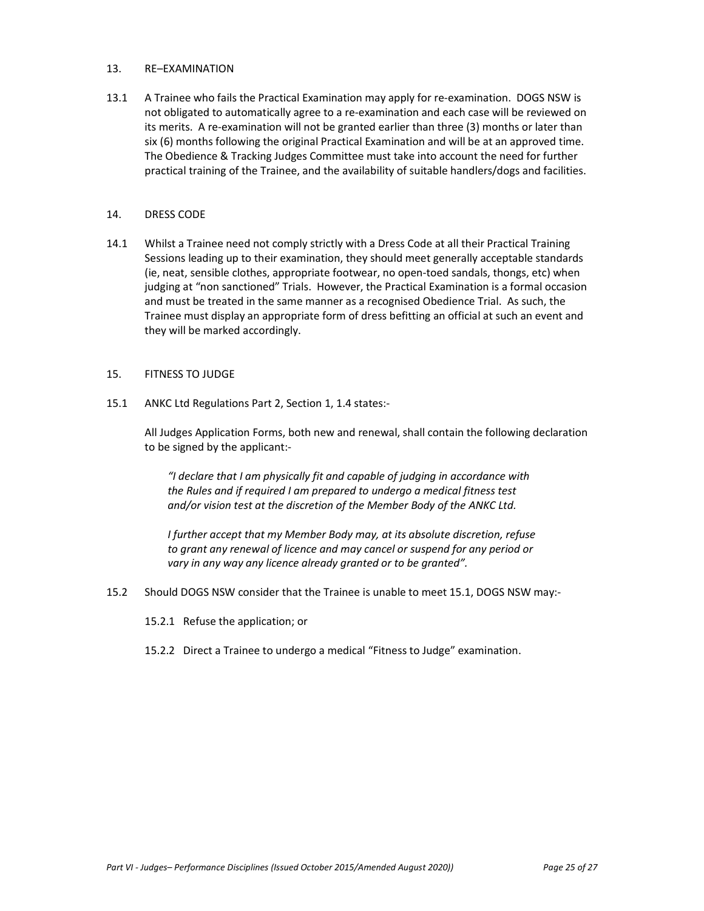## 13. RE–EXAMINATION

13.1 A Trainee who fails the Practical Examination may apply for re-examination. DOGS NSW is not obligated to automatically agree to a re-examination and each case will be reviewed on its merits. A re-examination will not be granted earlier than three (3) months or later than six (6) months following the original Practical Examination and will be at an approved time. The Obedience & Tracking Judges Committee must take into account the need for further practical training of the Trainee, and the availability of suitable handlers/dogs and facilities.

## 14. DRESS CODE

14.1 Whilst a Trainee need not comply strictly with a Dress Code at all their Practical Training Sessions leading up to their examination, they should meet generally acceptable standards (ie, neat, sensible clothes, appropriate footwear, no open-toed sandals, thongs, etc) when judging at "non sanctioned" Trials. However, the Practical Examination is a formal occasion and must be treated in the same manner as a recognised Obedience Trial. As such, the Trainee must display an appropriate form of dress befitting an official at such an event and they will be marked accordingly.

## 15. FITNESS TO JUDGE

15.1 ANKC Ltd Regulations Part 2, Section 1, 1.4 states:-

All Judges Application Forms, both new and renewal, shall contain the following declaration to be signed by the applicant:-

> *"I declare that I am physically fit and capable of judging in accordance with the Rules and if required I am prepared to undergo a medical fitness test and/or vision test at the discretion of the Member Body of the ANKC Ltd.*
>
> *I further accept that my Member Body may, at its absolute discretion, refuse to grant any renewal of licence and may cancel or suspend for any period or vary in any way any licence already granted or to be granted".*

15.2 Should DOGS NSW consider that the Trainee is unable to meet 15.1, DOGS NSW may:-

15.2.1 Refuse the application; or

15.2.2 Direct a Trainee to undergo a medical "Fitness to Judge" examination.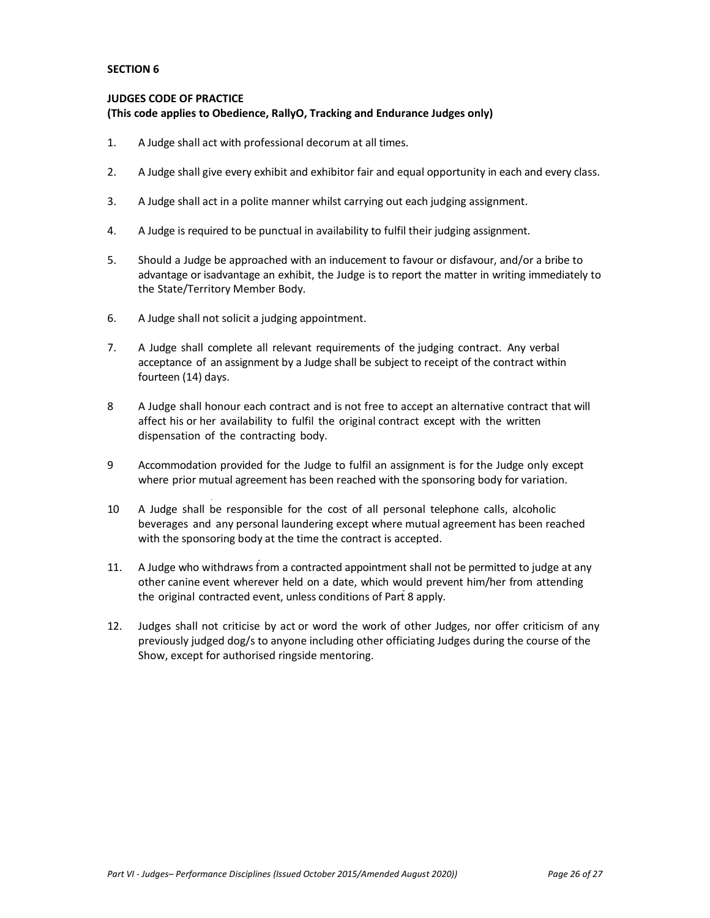**SECTION 6**

**JUDGES CODE OF PRACTICE**
**(This code applies to Obedience, RallyO, Tracking and Endurance Judges only)**

1. A Judge shall act with professional decorum at all times.

2. A Judge shall give every exhibit and exhibitor fair and equal opportunity in each and every class.

3. A Judge shall act in a polite manner whilst carrying out each judging assignment.

4. A Judge is required to be punctual in availability to fulfil their judging assignment.

5. Should a Judge be approached with an inducement to favour or disfavour, and/or a bribe to advantage or isadvantage an exhibit, the Judge is to report the matter in writing immediately to the State/Territory Member Body.

6. A Judge shall not solicit a judging appointment.

7. A Judge shall complete all relevant requirements of the judging contract. Any verbal acceptance of an assignment by a Judge shall be subject to receipt of the contract within fourteen (14) days.

8 A Judge shall honour each contract and is not free to accept an alternative contract that will affect his or her availability to fulfil the original contract except with the written dispensation of the contracting body.

9 Accommodation provided for the Judge to fulfil an assignment is for the Judge only except where prior mutual agreement has been reached with the sponsoring body for variation.

10 A Judge shall be responsible for the cost of all personal telephone calls, alcoholic beverages and any personal laundering except where mutual agreement has been reached with the sponsoring body at the time the contract is accepted.

11. A Judge who withdraws from a contracted appointment shall not be permitted to judge at any other canine event wherever held on a date, which would prevent him/her from attending the original contracted event, unless conditions of Part 8 apply.

12. Judges shall not criticise by act or word the work of other Judges, nor offer criticism of any previously judged dog/s to anyone including other officiating Judges during the course of the Show, except for authorised ringside mentoring.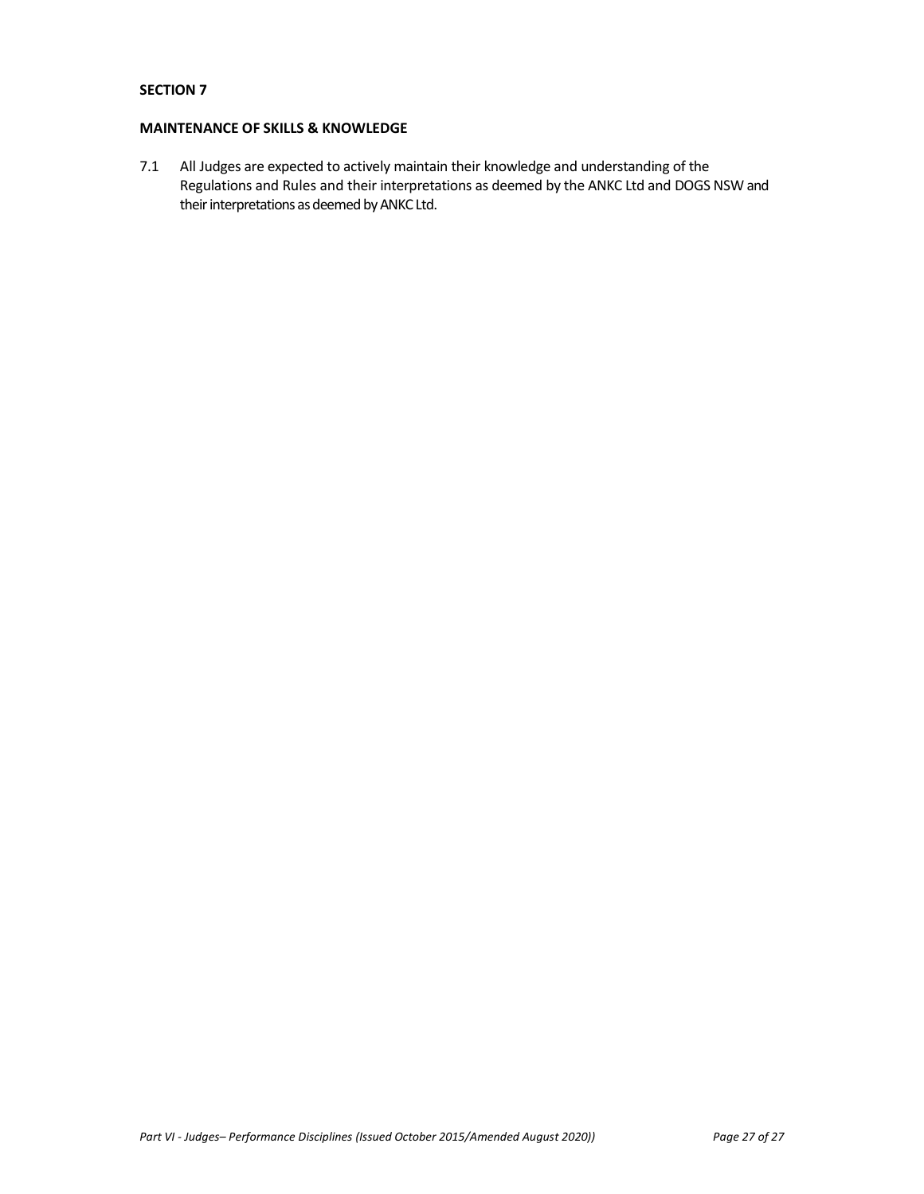**SECTION 7**

**MAINTENANCE OF SKILLS & KNOWLEDGE**

7.1 All Judges are expected to actively maintain their knowledge and understanding of the Regulations and Rules and their interpretations as deemed by the ANKC Ltd and DOGS NSW and their interpretations as deemed by ANKC Ltd.